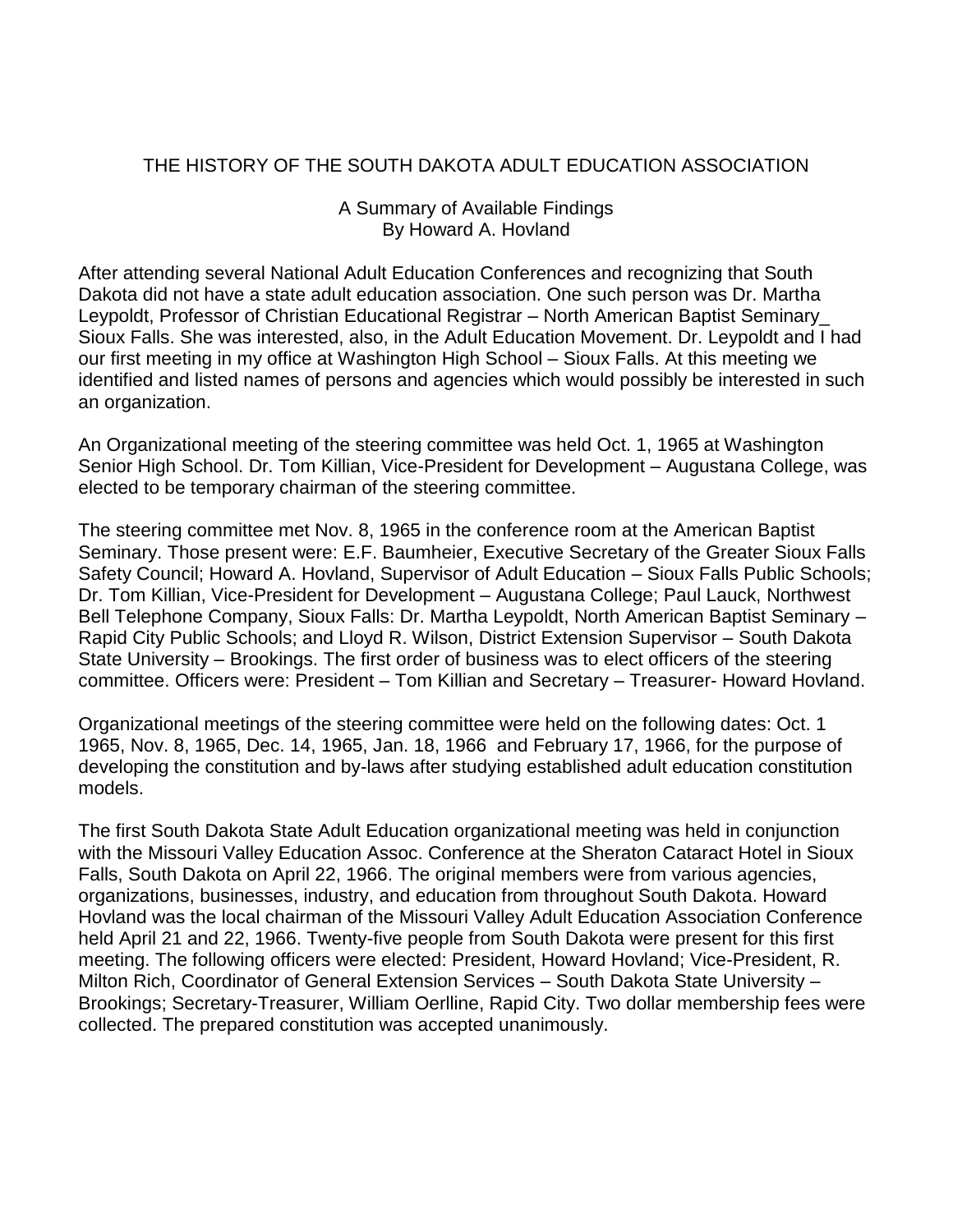# THE HISTORY OF THE SOUTH DAKOTA ADULT EDUCATION ASSOCIATION

A Summary of Available Findings
By Howard A. Hovland

After attending several National Adult Education Conferences and recognizing that South Dakota did not have a state adult education association. One such person was Dr. Martha Leypoldt, Professor of Christian Educational Registrar – North American Baptist Seminary_ Sioux Falls. She was interested, also, in the Adult Education Movement. Dr. Leypoldt and I had our first meeting in my office at Washington High School – Sioux Falls. At this meeting we identified and listed names of persons and agencies which would possibly be interested in such an organization.

An Organizational meeting of the steering committee was held Oct. 1, 1965 at Washington Senior High School. Dr. Tom Killian, Vice-President for Development – Augustana College, was elected to be temporary chairman of the steering committee.

The steering committee met Nov. 8, 1965 in the conference room at the American Baptist Seminary. Those present were: E.F. Baumheier, Executive Secretary of the Greater Sioux Falls Safety Council; Howard A. Hovland, Supervisor of Adult Education – Sioux Falls Public Schools; Dr. Tom Killian, Vice-President for Development – Augustana College; Paul Lauck, Northwest Bell Telephone Company, Sioux Falls: Dr. Martha Leypoldt, North American Baptist Seminary – Rapid City Public Schools; and Lloyd R. Wilson, District Extension Supervisor – South Dakota State University – Brookings. The first order of business was to elect officers of the steering committee. Officers were: President – Tom Killian and Secretary – Treasurer- Howard Hovland.

Organizational meetings of the steering committee were held on the following dates: Oct. 1 1965, Nov. 8, 1965, Dec. 14, 1965, Jan. 18, 1966 and February 17, 1966, for the purpose of developing the constitution and by-laws after studying established adult education constitution models.

The first South Dakota State Adult Education organizational meeting was held in conjunction with the Missouri Valley Education Assoc. Conference at the Sheraton Cataract Hotel in Sioux Falls, South Dakota on April 22, 1966. The original members were from various agencies, organizations, businesses, industry, and education from throughout South Dakota. Howard Hovland was the local chairman of the Missouri Valley Adult Education Association Conference held April 21 and 22, 1966. Twenty-five people from South Dakota were present for this first meeting. The following officers were elected: President, Howard Hovland; Vice-President, R. Milton Rich, Coordinator of General Extension Services – South Dakota State University – Brookings; Secretary-Treasurer, William Oerlline, Rapid City. Two dollar membership fees were collected. The prepared constitution was accepted unanimously.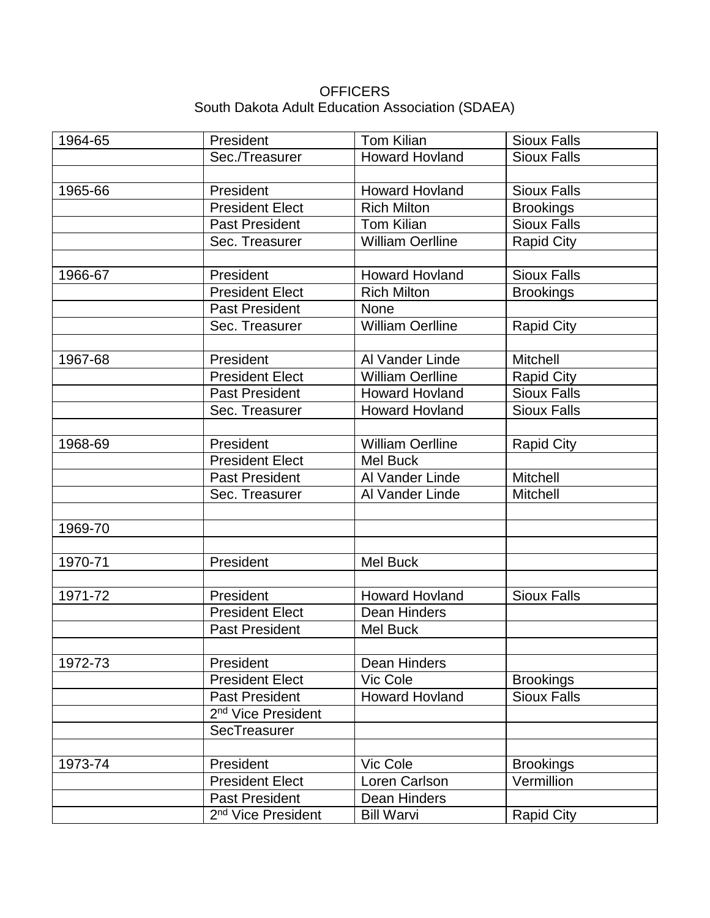OFFICERS
South Dakota Adult Education Association (SDAEA)

| | | | |
|---|---|---|---|
| 1964-65 | President | Tom Kilian | Sioux Falls |
| | Sec./Treasurer | Howard Hovland | Sioux Falls |
| | | | |
| 1965-66 | President | Howard Hovland | Sioux Falls |
| | President Elect | Rich Milton | Brookings |
| | Past President | Tom Kilian | Sioux Falls |
| | Sec. Treasurer | William Oerlline | Rapid City |
| | | | |
| 1966-67 | President | Howard Hovland | Sioux Falls |
| | President Elect | Rich Milton | Brookings |
| | Past President | None | |
| | Sec. Treasurer | William Oerlline | Rapid City |
| | | | |
| 1967-68 | President | Al Vander Linde | Mitchell |
| | President Elect | William Oerlline | Rapid City |
| | Past President | Howard Hovland | Sioux Falls |
| | Sec. Treasurer | Howard Hovland | Sioux Falls |
| | | | |
| 1968-69 | President | William Oerlline | Rapid City |
| | President Elect | Mel Buck | |
| | Past President | Al Vander Linde | Mitchell |
| | Sec. Treasurer | Al Vander Linde | Mitchell |
| | | | |
| 1969-70 | | | |
| | | | |
| 1970-71 | President | Mel Buck | |
| | | | |
| 1971-72 | President | Howard Hovland | Sioux Falls |
| | President Elect | Dean Hinders | |
| | Past President | Mel Buck | |
| | | | |
| 1972-73 | President | Dean Hinders | |
| | President Elect | Vic Cole | Brookings |
| | Past President | Howard Hovland | Sioux Falls |
| | 2nd Vice President | | |
| | SecTreasurer | | |
| | | | |
| 1973-74 | President | Vic Cole | Brookings |
| | President Elect | Loren Carlson | Vermillion |
| | Past President | Dean Hinders | |
| | 2nd Vice President | Bill Warvi | Rapid City |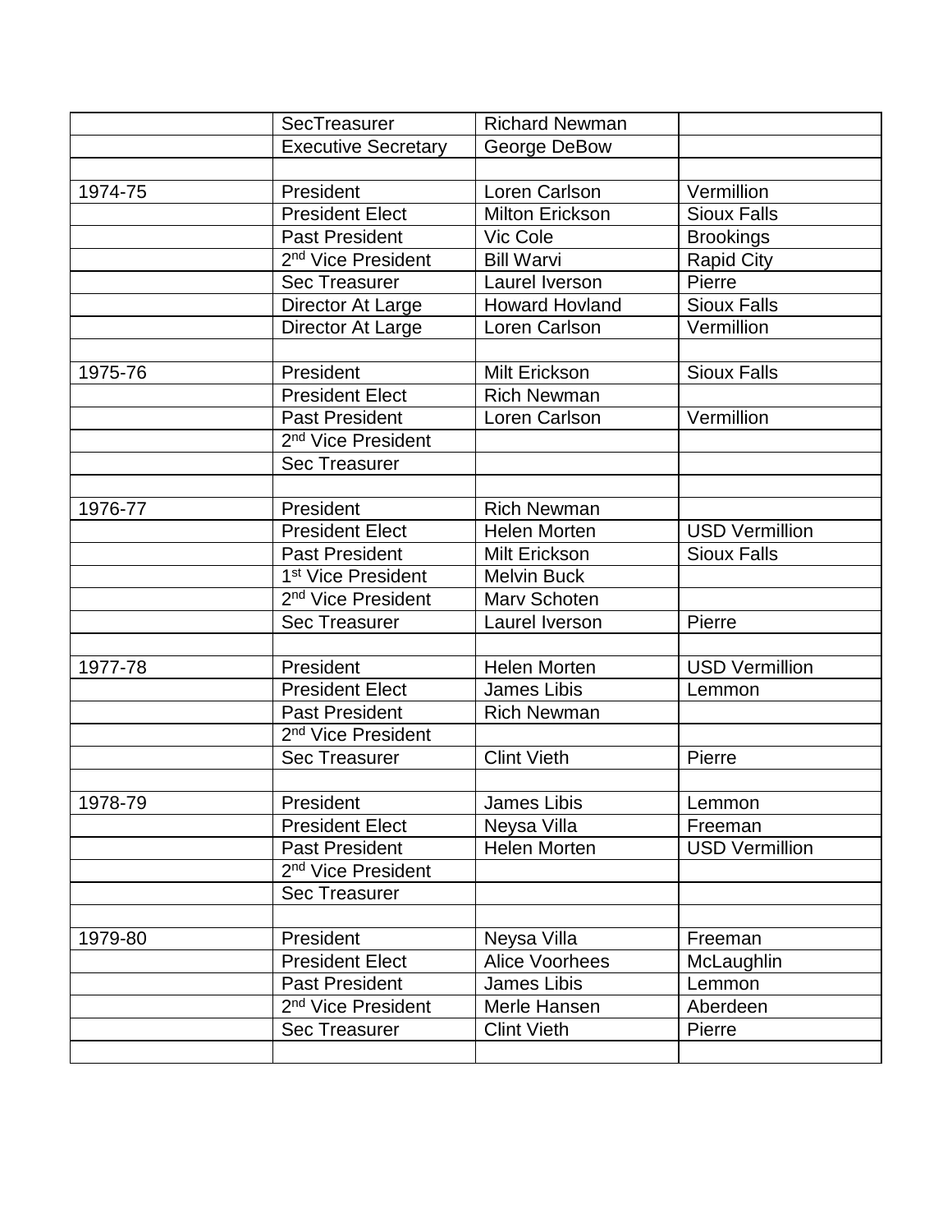| | | | |
|---|---|---|---|
| | SecTreasurer | Richard Newman | |
| | Executive Secretary | George DeBow | |
| | | | |
| 1974-75 | President | Loren Carlson | Vermillion |
| | President Elect | Milton Erickson | Sioux Falls |
| | Past President | Vic Cole | Brookings |
| | 2nd Vice President | Bill Warvi | Rapid City |
| | Sec Treasurer | Laurel Iverson | Pierre |
| | Director At Large | Howard Hovland | Sioux Falls |
| | Director At Large | Loren Carlson | Vermillion |
| | | | |
| 1975-76 | President | Milt Erickson | Sioux Falls |
| | President Elect | Rich Newman | |
| | Past President | Loren Carlson | Vermillion |
| | 2nd Vice President | | |
| | Sec Treasurer | | |
| | | | |
| 1976-77 | President | Rich Newman | |
| | President Elect | Helen Morten | USD Vermillion |
| | Past President | Milt Erickson | Sioux Falls |
| | 1st Vice President | Melvin Buck | |
| | 2nd Vice President | Marv Schoten | |
| | Sec Treasurer | Laurel Iverson | Pierre |
| | | | |
| 1977-78 | President | Helen Morten | USD Vermillion |
| | President Elect | James Libis | Lemmon |
| | Past President | Rich Newman | |
| | 2nd Vice President | | |
| | Sec Treasurer | Clint Vieth | Pierre |
| | | | |
| 1978-79 | President | James Libis | Lemmon |
| | President Elect | Neysa Villa | Freeman |
| | Past President | Helen Morten | USD Vermillion |
| | 2nd Vice President | | |
| | Sec Treasurer | | |
| | | | |
| 1979-80 | President | Neysa Villa | Freeman |
| | President Elect | Alice Voorhees | McLaughlin |
| | Past President | James Libis | Lemmon |
| | 2nd Vice President | Merle Hansen | Aberdeen |
| | Sec Treasurer | Clint Vieth | Pierre |
| | | | |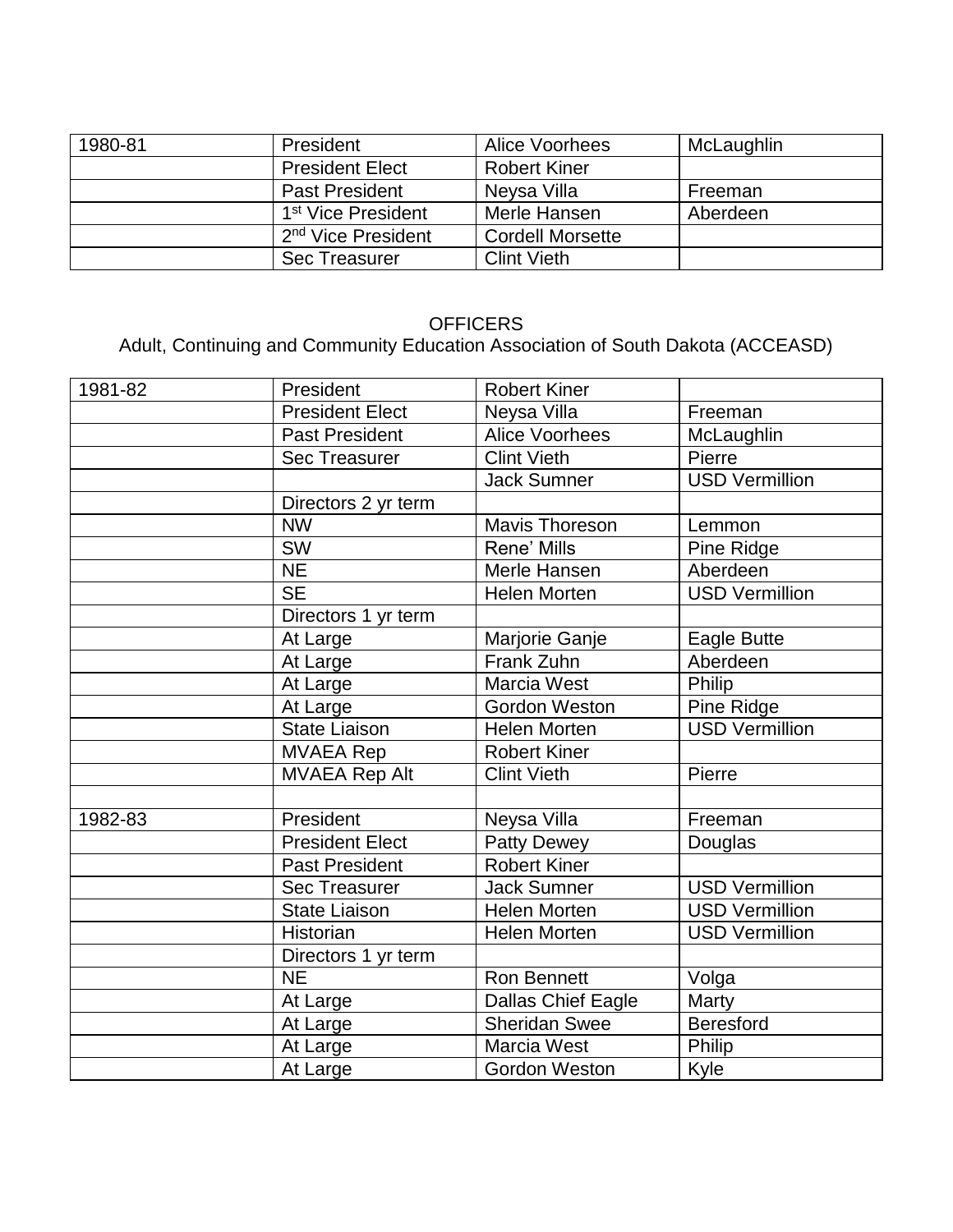| | | | |
|---|---|---|---|
| 1980-81 | President | Alice Voorhees | McLaughlin |
| | President Elect | Robert Kiner | |
| | Past President | Neysa Villa | Freeman |
| | 1st Vice President | Merle Hansen | Aberdeen |
| | 2nd Vice President | Cordell Morsette | |
| | Sec Treasurer | Clint Vieth | |

OFFICERS

Adult, Continuing and Community Education Association of South Dakota (ACCEASD)

| | | | |
|---|---|---|---|
| 1981-82 | President | Robert Kiner | |
| | President Elect | Neysa Villa | Freeman |
| | Past President | Alice Voorhees | McLaughlin |
| | Sec Treasurer | Clint Vieth | Pierre |
| | | Jack Sumner | USD Vermillion |
| | Directors 2 yr term | | |
| | NW | Mavis Thoreson | Lemmon |
| | SW | Rene' Mills | Pine Ridge |
| | NE | Merle Hansen | Aberdeen |
| | SE | Helen Morten | USD Vermillion |
| | Directors 1 yr term | | |
| | At Large | Marjorie Ganje | Eagle Butte |
| | At Large | Frank Zuhn | Aberdeen |
| | At Large | Marcia West | Philip |
| | At Large | Gordon Weston | Pine Ridge |
| | State Liaison | Helen Morten | USD Vermillion |
| | MVAEA Rep | Robert Kiner | |
| | MVAEA Rep Alt | Clint Vieth | Pierre |
| | | | |
| 1982-83 | President | Neysa Villa | Freeman |
| | President Elect | Patty Dewey | Douglas |
| | Past President | Robert Kiner | |
| | Sec Treasurer | Jack Sumner | USD Vermillion |
| | State Liaison | Helen Morten | USD Vermillion |
| | Historian | Helen Morten | USD Vermillion |
| | Directors 1 yr term | | |
| | NE | Ron Bennett | Volga |
| | At Large | Dallas Chief Eagle | Marty |
| | At Large | Sheridan Swee | Beresford |
| | At Large | Marcia West | Philip |
| | At Large | Gordon Weston | Kyle |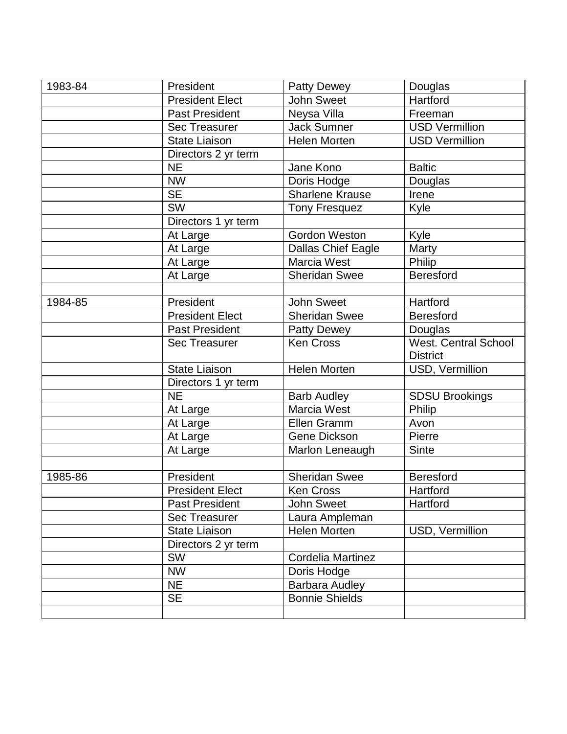| 1983-84 | President | Patty Dewey | Douglas |
|---|---|---|---|
| | President Elect | John Sweet | Hartford |
| | Past President | Neysa Villa | Freeman |
| | Sec Treasurer | Jack Sumner | USD Vermillion |
| | State Liaison | Helen Morten | USD Vermillion |
| | Directors 2 yr term | | |
| | NE | Jane Kono | Baltic |
| | NW | Doris Hodge | Douglas |
| | SE | Sharlene Krause | Irene |
| | SW | Tony Fresquez | Kyle |
| | Directors 1 yr term | | |
| | At Large | Gordon Weston | Kyle |
| | At Large | Dallas Chief Eagle | Marty |
| | At Large | Marcia West | Philip |
| | At Large | Sheridan Swee | Beresford |
| | | | |
| 1984-85 | President | John Sweet | Hartford |
| | President Elect | Sheridan Swee | Beresford |
| | Past President | Patty Dewey | Douglas |
| | Sec Treasurer | Ken Cross | West. Central School District |
| | State Liaison | Helen Morten | USD, Vermillion |
| | Directors 1 yr term | | |
| | NE | Barb Audley | SDSU Brookings |
| | At Large | Marcia West | Philip |
| | At Large | Ellen Gramm | Avon |
| | At Large | Gene Dickson | Pierre |
| | At Large | Marlon Leneaugh | Sinte |
| | | | |
| 1985-86 | President | Sheridan Swee | Beresford |
| | President Elect | Ken Cross | Hartford |
| | Past President | John Sweet | Hartford |
| | Sec Treasurer | Laura Ampleman | |
| | State Liaison | Helen Morten | USD, Vermillion |
| | Directors 2 yr term | | |
| | SW | Cordelia Martinez | |
| | NW | Doris Hodge | |
| | NE | Barbara Audley | |
| | SE | Bonnie Shields | |
| | | | |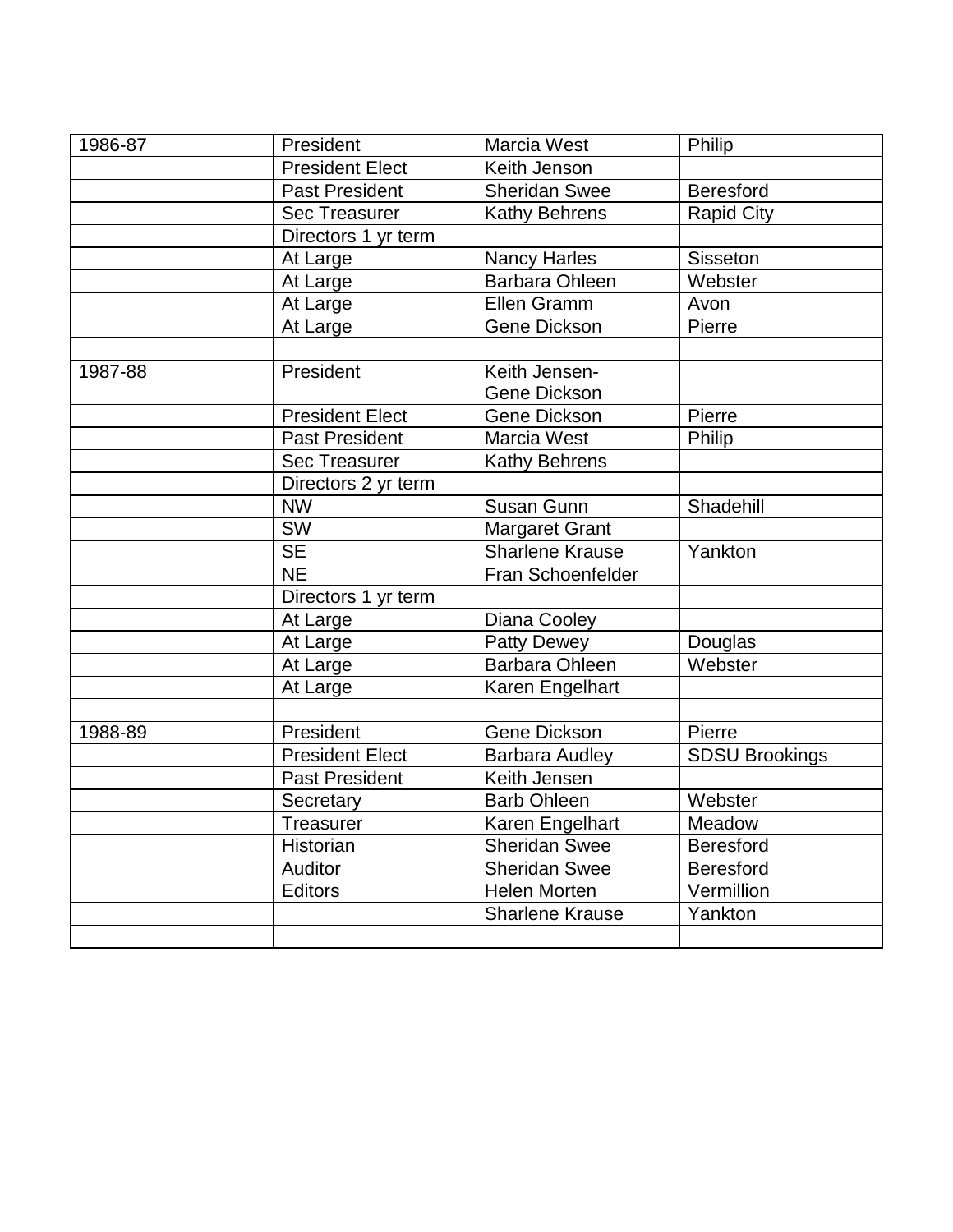| | | | |
|---|---|---|---|
| 1986-87 | President | Marcia West | Philip |
| | President Elect | Keith Jenson | |
| | Past President | Sheridan Swee | Beresford |
| | Sec Treasurer | Kathy Behrens | Rapid City |
| | Directors 1 yr term | | |
| | At Large | Nancy Harles | Sisseton |
| | At Large | Barbara Ohleen | Webster |
| | At Large | Ellen Gramm | Avon |
| | At Large | Gene Dickson | Pierre |
| | | | |
| 1987-88 | President | Keith Jensen-<br>Gene Dickson | |
| | President Elect | Gene Dickson | Pierre |
| | Past President | Marcia West | Philip |
| | Sec Treasurer | Kathy Behrens | |
| | Directors 2 yr term | | |
| | NW | Susan Gunn | Shadehill |
| | SW | Margaret Grant | |
| | SE | Sharlene Krause | Yankton |
| | NE | Fran Schoenfelder | |
| | Directors 1 yr term | | |
| | At Large | Diana Cooley | |
| | At Large | Patty Dewey | Douglas |
| | At Large | Barbara Ohleen | Webster |
| | At Large | Karen Engelhart | |
| | | | |
| 1988-89 | President | Gene Dickson | Pierre |
| | President Elect | Barbara Audley | SDSU Brookings |
| | Past President | Keith Jensen | |
| | Secretary | Barb Ohleen | Webster |
| | Treasurer | Karen Engelhart | Meadow |
| | Historian | Sheridan Swee | Beresford |
| | Auditor | Sheridan Swee | Beresford |
| | Editors | Helen Morten | Vermillion |
| | | Sharlene Krause | Yankton |
| | | | |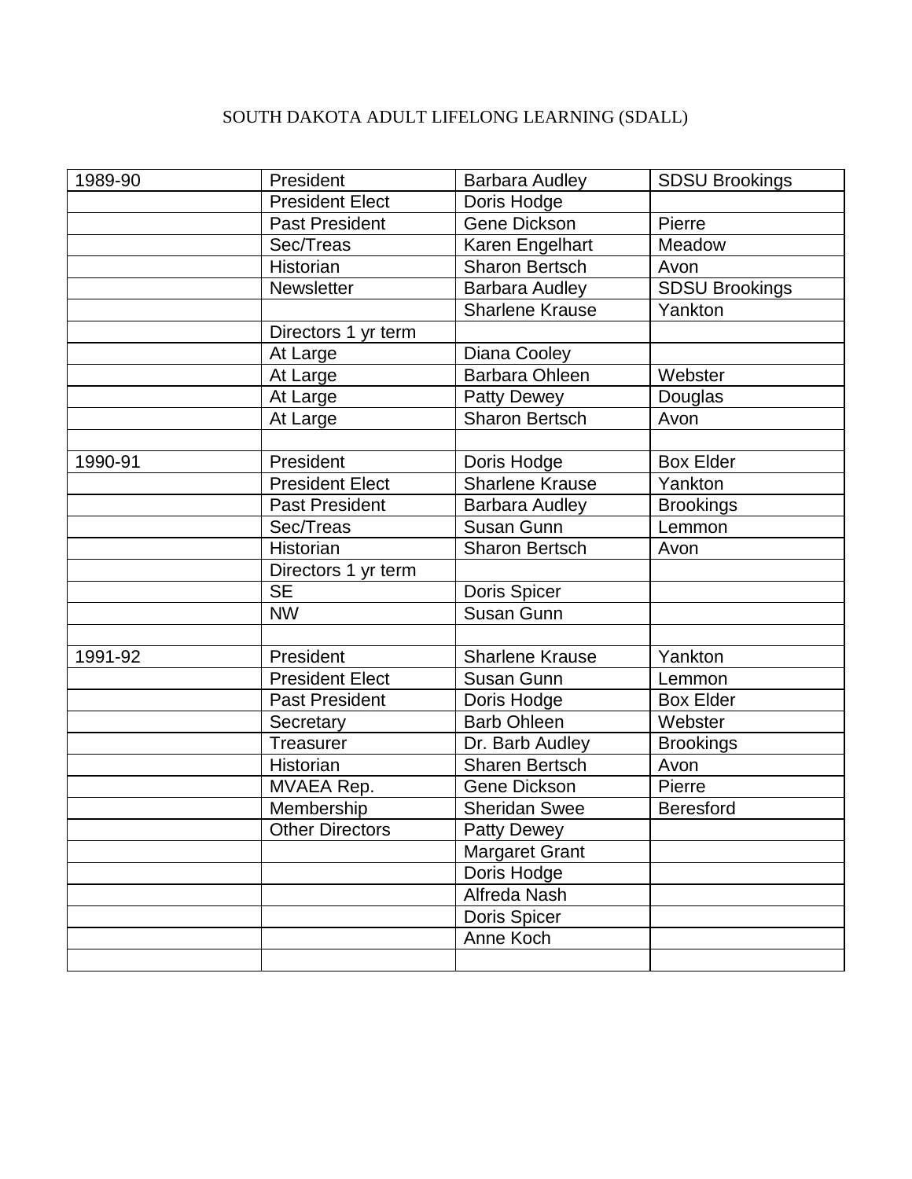SOUTH DAKOTA ADULT LIFELONG LEARNING (SDALL)

| | | | |
|---|---|---|---|
| 1989-90 | President | Barbara Audley | SDSU Brookings |
| | President Elect | Doris Hodge | |
| | Past President | Gene Dickson | Pierre |
| | Sec/Treas | Karen Engelhart | Meadow |
| | Historian | Sharon Bertsch | Avon |
| | Newsletter | Barbara Audley | SDSU Brookings |
| | | Sharlene Krause | Yankton |
| | Directors 1 yr term | | |
| | At Large | Diana Cooley | |
| | At Large | Barbara Ohleen | Webster |
| | At Large | Patty Dewey | Douglas |
| | At Large | Sharon Bertsch | Avon |
| | | | |
| 1990-91 | President | Doris Hodge | Box Elder |
| | President Elect | Sharlene Krause | Yankton |
| | Past President | Barbara Audley | Brookings |
| | Sec/Treas | Susan Gunn | Lemmon |
| | Historian | Sharon Bertsch | Avon |
| | Directors 1 yr term | | |
| | SE | Doris Spicer | |
| | NW | Susan Gunn | |
| | | | |
| 1991-92 | President | Sharlene Krause | Yankton |
| | President Elect | Susan Gunn | Lemmon |
| | Past President | Doris Hodge | Box Elder |
| | Secretary | Barb Ohleen | Webster |
| | Treasurer | Dr. Barb Audley | Brookings |
| | Historian | Sharen Bertsch | Avon |
| | MVAEA Rep. | Gene Dickson | Pierre |
| | Membership | Sheridan Swee | Beresford |
| | Other Directors | Patty Dewey | |
| | | Margaret Grant | |
| | | Doris Hodge | |
| | | Alfreda Nash | |
| | | Doris Spicer | |
| | | Anne Koch | |
| | | | |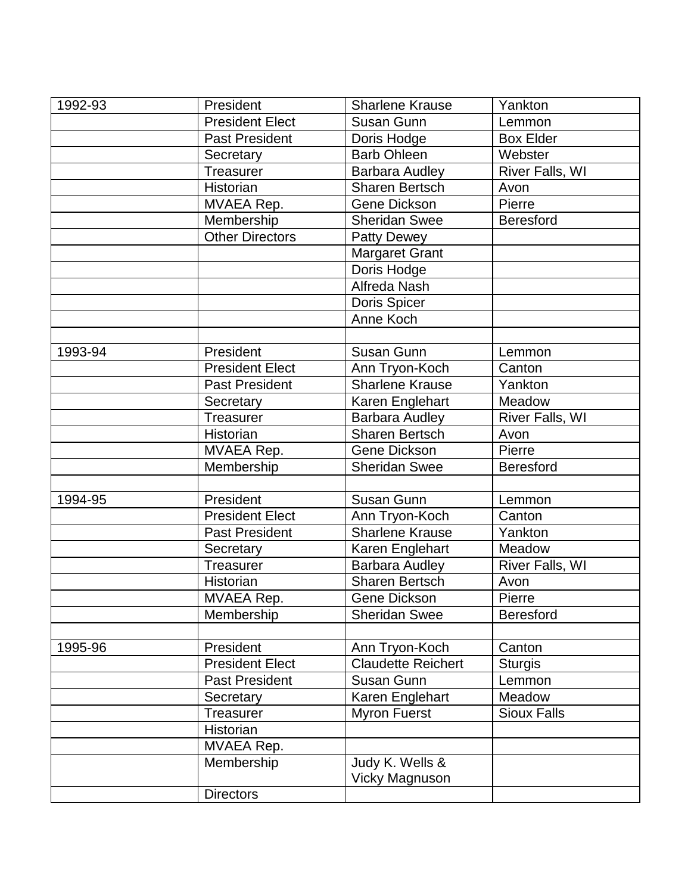| 1992-93 | President | Sharlene Krause | Yankton |
|---|---|---|---|
| | President Elect | Susan Gunn | Lemmon |
| | Past President | Doris Hodge | Box Elder |
| | Secretary | Barb Ohleen | Webster |
| | Treasurer | Barbara Audley | River Falls, WI |
| | Historian | Sharen Bertsch | Avon |
| | MVAEA Rep. | Gene Dickson | Pierre |
| | Membership | Sheridan Swee | Beresford |
| | Other Directors | Patty Dewey | |
| | | Margaret Grant | |
| | | Doris Hodge | |
| | | Alfreda Nash | |
| | | Doris Spicer | |
| | | Anne Koch | |
| | | | |
| 1993-94 | President | Susan Gunn | Lemmon |
| | President Elect | Ann Tryon-Koch | Canton |
| | Past President | Sharlene Krause | Yankton |
| | Secretary | Karen Englehart | Meadow |
| | Treasurer | Barbara Audley | River Falls, WI |
| | Historian | Sharen Bertsch | Avon |
| | MVAEA Rep. | Gene Dickson | Pierre |
| | Membership | Sheridan Swee | Beresford |
| | | | |
| 1994-95 | President | Susan Gunn | Lemmon |
| | President Elect | Ann Tryon-Koch | Canton |
| | Past President | Sharlene Krause | Yankton |
| | Secretary | Karen Englehart | Meadow |
| | Treasurer | Barbara Audley | River Falls, WI |
| | Historian | Sharen Bertsch | Avon |
| | MVAEA Rep. | Gene Dickson | Pierre |
| | Membership | Sheridan Swee | Beresford |
| | | | |
| 1995-96 | President | Ann Tryon-Koch | Canton |
| | President Elect | Claudette Reichert | Sturgis |
| | Past President | Susan Gunn | Lemmon |
| | Secretary | Karen Englehart | Meadow |
| | Treasurer | Myron Fuerst | Sioux Falls |
| | Historian | | |
| | MVAEA Rep. | | |
| | Membership | Judy K. Wells & Vicky Magnuson | |
| | Directors | | |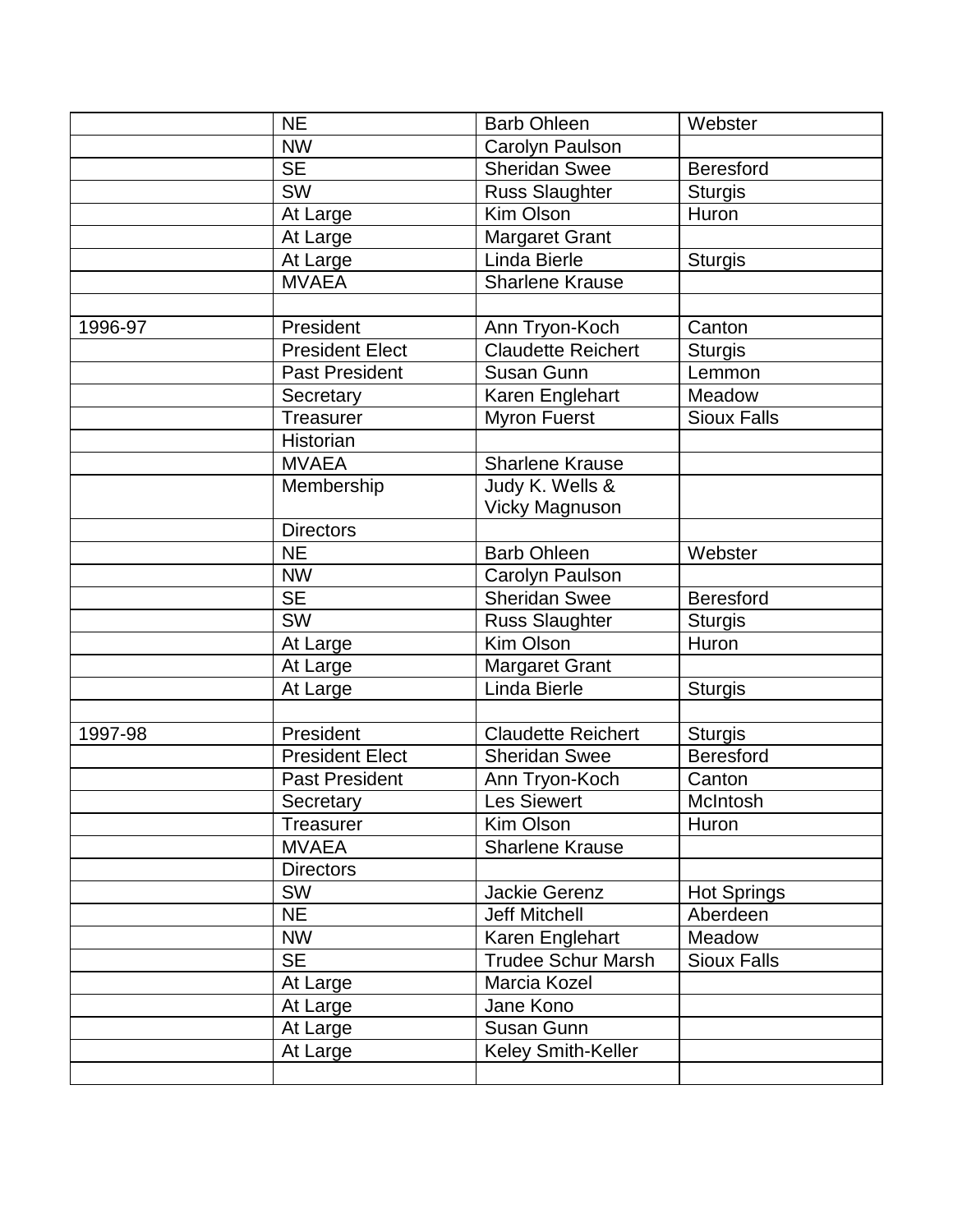| | | | |
|---|---|---|---|
| | NE | Barb Ohleen | Webster |
| | NW | Carolyn Paulson | |
| | SE | Sheridan Swee | Beresford |
| | SW | Russ Slaughter | Sturgis |
| | At Large | Kim Olson | Huron |
| | At Large | Margaret Grant | |
| | At Large | Linda Bierle | Sturgis |
| | MVAEA | Sharlene Krause | |
| | | | |
| 1996-97 | President | Ann Tryon-Koch | Canton |
| | President Elect | Claudette Reichert | Sturgis |
| | Past President | Susan Gunn | Lemmon |
| | Secretary | Karen Englehart | Meadow |
| | Treasurer | Myron Fuerst | Sioux Falls |
| | Historian | | |
| | MVAEA | Sharlene Krause | |
| | Membership | Judy K. Wells & Vicky Magnuson | |
| | Directors | | |
| | NE | Barb Ohleen | Webster |
| | NW | Carolyn Paulson | |
| | SE | Sheridan Swee | Beresford |
| | SW | Russ Slaughter | Sturgis |
| | At Large | Kim Olson | Huron |
| | At Large | Margaret Grant | |
| | At Large | Linda Bierle | Sturgis |
| | | | |
| 1997-98 | President | Claudette Reichert | Sturgis |
| | President Elect | Sheridan Swee | Beresford |
| | Past President | Ann Tryon-Koch | Canton |
| | Secretary | Les Siewert | McIntosh |
| | Treasurer | Kim Olson | Huron |
| | MVAEA | Sharlene Krause | |
| | Directors | | |
| | SW | Jackie Gerenz | Hot Springs |
| | NE | Jeff Mitchell | Aberdeen |
| | NW | Karen Englehart | Meadow |
| | SE | Trudee Schur Marsh | Sioux Falls |
| | At Large | Marcia Kozel | |
| | At Large | Jane Kono | |
| | At Large | Susan Gunn | |
| | At Large | Keley Smith-Keller | |
| | | | |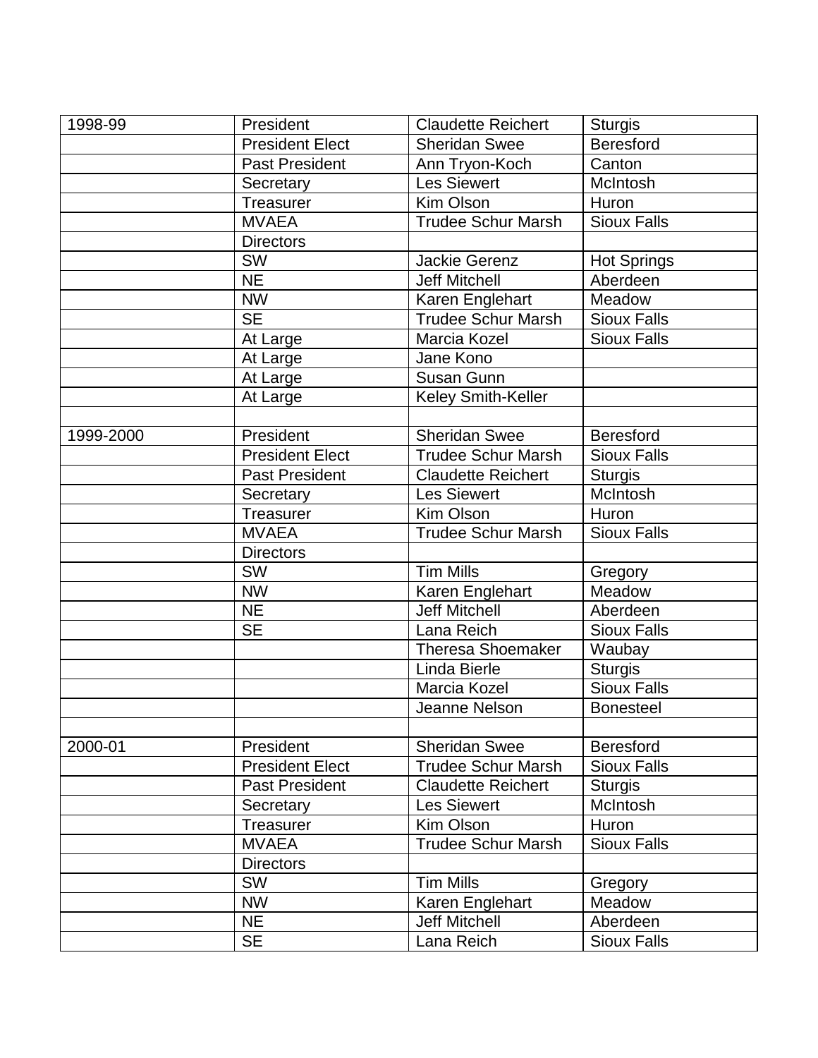| 1998-99 | President | Claudette Reichert | Sturgis |
|---|---|---|---|
| | President Elect | Sheridan Swee | Beresford |
| | Past President | Ann Tryon-Koch | Canton |
| | Secretary | Les Siewert | McIntosh |
| | Treasurer | Kim Olson | Huron |
| | MVAEA | Trudee Schur Marsh | Sioux Falls |
| | Directors | | |
| | SW | Jackie Gerenz | Hot Springs |
| | NE | Jeff Mitchell | Aberdeen |
| | NW | Karen Englehart | Meadow |
| | SE | Trudee Schur Marsh | Sioux Falls |
| | At Large | Marcia Kozel | Sioux Falls |
| | At Large | Jane Kono | |
| | At Large | Susan Gunn | |
| | At Large | Keley Smith-Keller | |
| | | | |
| 1999-2000 | President | Sheridan Swee | Beresford |
| | President Elect | Trudee Schur Marsh | Sioux Falls |
| | Past President | Claudette Reichert | Sturgis |
| | Secretary | Les Siewert | McIntosh |
| | Treasurer | Kim Olson | Huron |
| | MVAEA | Trudee Schur Marsh | Sioux Falls |
| | Directors | | |
| | SW | Tim Mills | Gregory |
| | NW | Karen Englehart | Meadow |
| | NE | Jeff Mitchell | Aberdeen |
| | SE | Lana Reich | Sioux Falls |
| | | Theresa Shoemaker | Waubay |
| | | Linda Bierle | Sturgis |
| | | Marcia Kozel | Sioux Falls |
| | | Jeanne Nelson | Bonesteel |
| | | | |
| 2000-01 | President | Sheridan Swee | Beresford |
| | President Elect | Trudee Schur Marsh | Sioux Falls |
| | Past President | Claudette Reichert | Sturgis |
| | Secretary | Les Siewert | McIntosh |
| | Treasurer | Kim Olson | Huron |
| | MVAEA | Trudee Schur Marsh | Sioux Falls |
| | Directors | | |
| | SW | Tim Mills | Gregory |
| | NW | Karen Englehart | Meadow |
| | NE | Jeff Mitchell | Aberdeen |
| | SE | Lana Reich | Sioux Falls |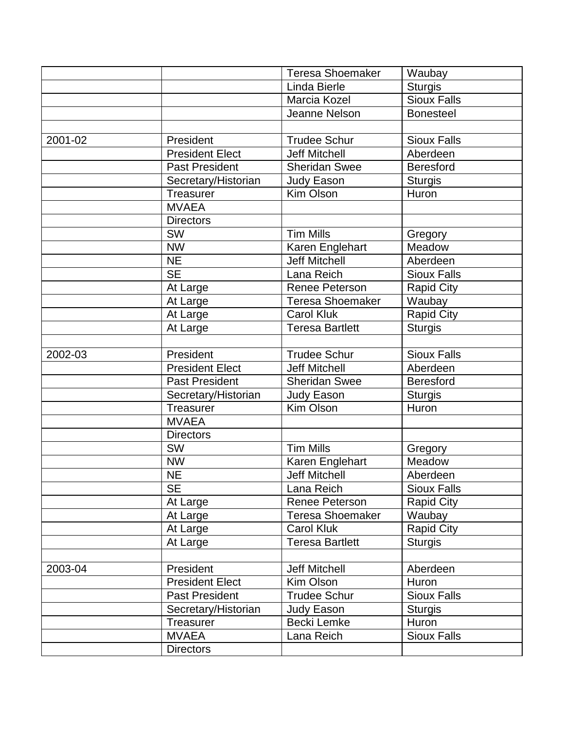| | | | |
|---|---|---|---|
| | | Teresa Shoemaker | Waubay |
| | | Linda Bierle | Sturgis |
| | | Marcia Kozel | Sioux Falls |
| | | Jeanne Nelson | Bonesteel |
| | | | |
| 2001-02 | President | Trudee Schur | Sioux Falls |
| | President Elect | Jeff Mitchell | Aberdeen |
| | Past President | Sheridan Swee | Beresford |
| | Secretary/Historian | Judy Eason | Sturgis |
| | Treasurer | Kim Olson | Huron |
| | MVAEA | | |
| | Directors | | |
| | SW | Tim Mills | Gregory |
| | NW | Karen Englehart | Meadow |
| | NE | Jeff Mitchell | Aberdeen |
| | SE | Lana Reich | Sioux Falls |
| | At Large | Renee Peterson | Rapid City |
| | At Large | Teresa Shoemaker | Waubay |
| | At Large | Carol Kluk | Rapid City |
| | At Large | Teresa Bartlett | Sturgis |
| | | | |
| 2002-03 | President | Trudee Schur | Sioux Falls |
| | President Elect | Jeff Mitchell | Aberdeen |
| | Past President | Sheridan Swee | Beresford |
| | Secretary/Historian | Judy Eason | Sturgis |
| | Treasurer | Kim Olson | Huron |
| | MVAEA | | |
| | Directors | | |
| | SW | Tim Mills | Gregory |
| | NW | Karen Englehart | Meadow |
| | NE | Jeff Mitchell | Aberdeen |
| | SE | Lana Reich | Sioux Falls |
| | At Large | Renee Peterson | Rapid City |
| | At Large | Teresa Shoemaker | Waubay |
| | At Large | Carol Kluk | Rapid City |
| | At Large | Teresa Bartlett | Sturgis |
| | | | |
| 2003-04 | President | Jeff Mitchell | Aberdeen |
| | President Elect | Kim Olson | Huron |
| | Past President | Trudee Schur | Sioux Falls |
| | Secretary/Historian | Judy Eason | Sturgis |
| | Treasurer | Becki Lemke | Huron |
| | MVAEA | Lana Reich | Sioux Falls |
| | Directors | | |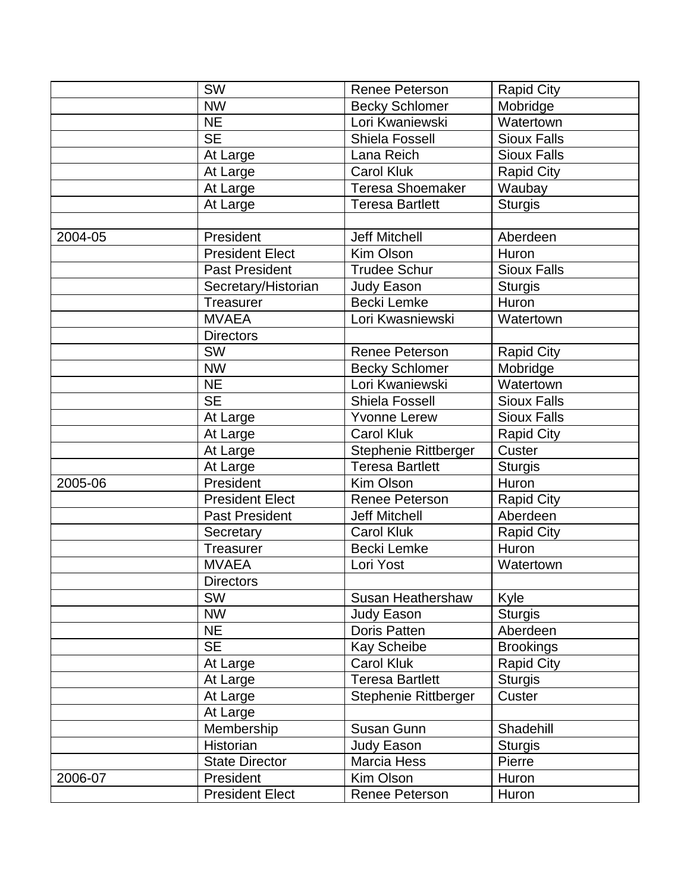| | | | |
|---|---|---|---|
| | SW | Renee Peterson | Rapid City |
| | NW | Becky Schlomer | Mobridge |
| | NE | Lori Kwaniewski | Watertown |
| | SE | Shiela Fossell | Sioux Falls |
| | At Large | Lana Reich | Sioux Falls |
| | At Large | Carol Kluk | Rapid City |
| | At Large | Teresa Shoemaker | Waubay |
| | At Large | Teresa Bartlett | Sturgis |
| | | | |
| 2004-05 | President | Jeff Mitchell | Aberdeen |
| | President Elect | Kim Olson | Huron |
| | Past President | Trudee Schur | Sioux Falls |
| | Secretary/Historian | Judy Eason | Sturgis |
| | Treasurer | Becki Lemke | Huron |
| | MVAEA | Lori Kwasniewski | Watertown |
| | Directors | | |
| | SW | Renee Peterson | Rapid City |
| | NW | Becky Schlomer | Mobridge |
| | NE | Lori Kwaniewski | Watertown |
| | SE | Shiela Fossell | Sioux Falls |
| | At Large | Yvonne Lerew | Sioux Falls |
| | At Large | Carol Kluk | Rapid City |
| | At Large | Stephenie Rittberger | Custer |
| | At Large | Teresa Bartlett | Sturgis |
| 2005-06 | President | Kim Olson | Huron |
| | President Elect | Renee Peterson | Rapid City |
| | Past President | Jeff Mitchell | Aberdeen |
| | Secretary | Carol Kluk | Rapid City |
| | Treasurer | Becki Lemke | Huron |
| | MVAEA | Lori Yost | Watertown |
| | Directors | | |
| | SW | Susan Heathershaw | Kyle |
| | NW | Judy Eason | Sturgis |
| | NE | Doris Patten | Aberdeen |
| | SE | Kay Scheibe | Brookings |
| | At Large | Carol Kluk | Rapid City |
| | At Large | Teresa Bartlett | Sturgis |
| | At Large | Stephenie Rittberger | Custer |
| | At Large | | |
| | Membership | Susan Gunn | Shadehill |
| | Historian | Judy Eason | Sturgis |
| | State Director | Marcia Hess | Pierre |
| 2006-07 | President | Kim Olson | Huron |
| | President Elect | Renee Peterson | Huron |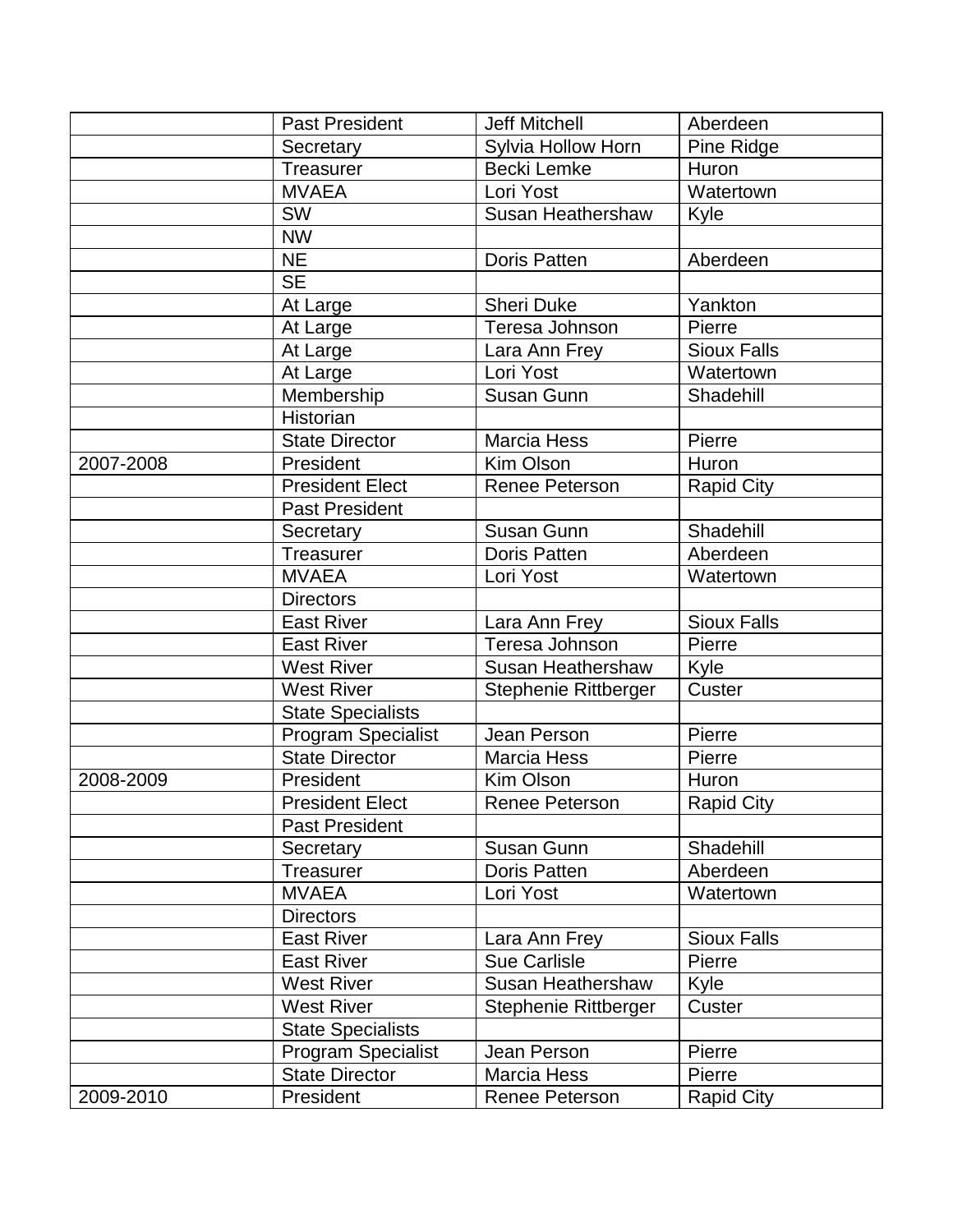| | | | |
|---|---|---|---|
| | Past President | Jeff Mitchell | Aberdeen |
| | Secretary | Sylvia Hollow Horn | Pine Ridge |
| | Treasurer | Becki Lemke | Huron |
| | MVAEA | Lori Yost | Watertown |
| | SW | Susan Heathershaw | Kyle |
| | NW | | |
| | NE | Doris Patten | Aberdeen |
| | SE | | |
| | At Large | Sheri Duke | Yankton |
| | At Large | Teresa Johnson | Pierre |
| | At Large | Lara Ann Frey | Sioux Falls |
| | At Large | Lori Yost | Watertown |
| | Membership | Susan Gunn | Shadehill |
| | Historian | | |
| | State Director | Marcia Hess | Pierre |
| 2007-2008 | President | Kim Olson | Huron |
| | President Elect | Renee Peterson | Rapid City |
| | Past President | | |
| | Secretary | Susan Gunn | Shadehill |
| | Treasurer | Doris Patten | Aberdeen |
| | MVAEA | Lori Yost | Watertown |
| | Directors | | |
| | East River | Lara Ann Frey | Sioux Falls |
| | East River | Teresa Johnson | Pierre |
| | West River | Susan Heathershaw | Kyle |
| | West River | Stephenie Rittberger | Custer |
| | State Specialists | | |
| | Program Specialist | Jean Person | Pierre |
| | State Director | Marcia Hess | Pierre |
| 2008-2009 | President | Kim Olson | Huron |
| | President Elect | Renee Peterson | Rapid City |
| | Past President | | |
| | Secretary | Susan Gunn | Shadehill |
| | Treasurer | Doris Patten | Aberdeen |
| | MVAEA | Lori Yost | Watertown |
| | Directors | | |
| | East River | Lara Ann Frey | Sioux Falls |
| | East River | Sue Carlisle | Pierre |
| | West River | Susan Heathershaw | Kyle |
| | West River | Stephenie Rittberger | Custer |
| | State Specialists | | |
| | Program Specialist | Jean Person | Pierre |
| | State Director | Marcia Hess | Pierre |
| 2009-2010 | President | Renee Peterson | Rapid City |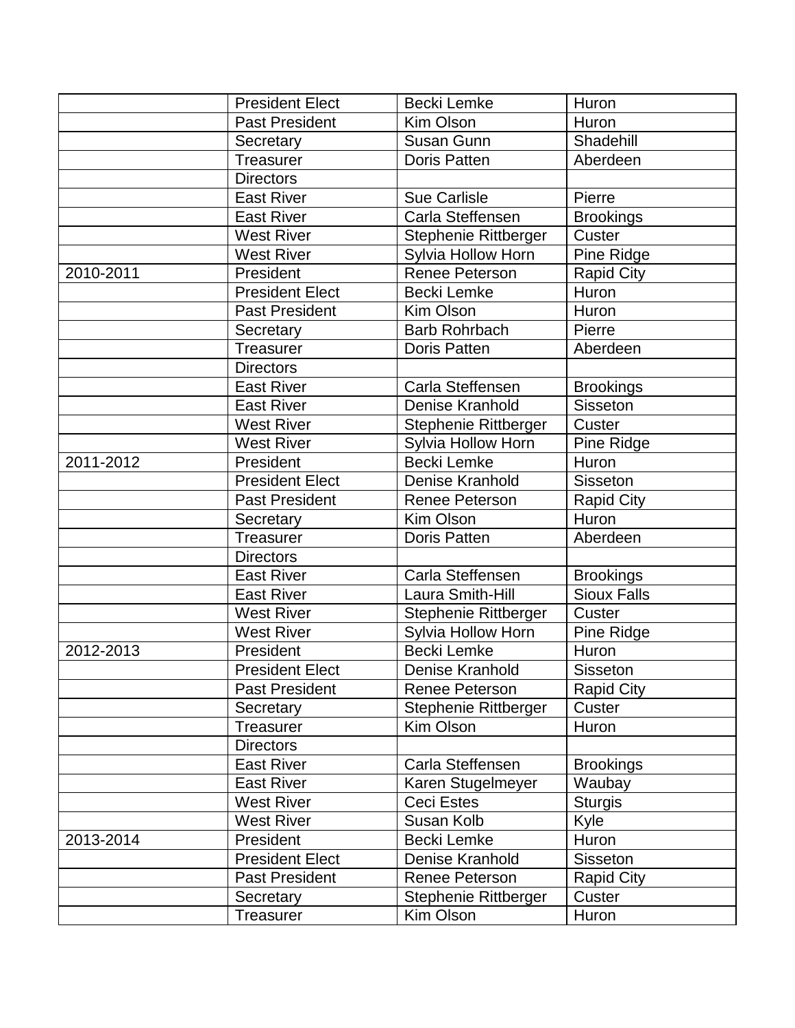| | | | |
|---|---|---|---|
| | President Elect | Becki Lemke | Huron |
| | Past President | Kim Olson | Huron |
| | Secretary | Susan Gunn | Shadehill |
| | Treasurer | Doris Patten | Aberdeen |
| | Directors | | |
| | East River | Sue Carlisle | Pierre |
| | East River | Carla Steffensen | Brookings |
| | West River | Stephenie Rittberger | Custer |
| | West River | Sylvia Hollow Horn | Pine Ridge |
| 2010-2011 | President | Renee Peterson | Rapid City |
| | President Elect | Becki Lemke | Huron |
| | Past President | Kim Olson | Huron |
| | Secretary | Barb Rohrbach | Pierre |
| | Treasurer | Doris Patten | Aberdeen |
| | Directors | | |
| | East River | Carla Steffensen | Brookings |
| | East River | Denise Kranhold | Sisseton |
| | West River | Stephenie Rittberger | Custer |
| | West River | Sylvia Hollow Horn | Pine Ridge |
| 2011-2012 | President | Becki Lemke | Huron |
| | President Elect | Denise Kranhold | Sisseton |
| | Past President | Renee Peterson | Rapid City |
| | Secretary | Kim Olson | Huron |
| | Treasurer | Doris Patten | Aberdeen |
| | Directors | | |
| | East River | Carla Steffensen | Brookings |
| | East River | Laura Smith-Hill | Sioux Falls |
| | West River | Stephenie Rittberger | Custer |
| | West River | Sylvia Hollow Horn | Pine Ridge |
| 2012-2013 | President | Becki Lemke | Huron |
| | President Elect | Denise Kranhold | Sisseton |
| | Past President | Renee Peterson | Rapid City |
| | Secretary | Stephenie Rittberger | Custer |
| | Treasurer | Kim Olson | Huron |
| | Directors | | |
| | East River | Carla Steffensen | Brookings |
| | East River | Karen Stugelmeyer | Waubay |
| | West River | Ceci Estes | Sturgis |
| | West River | Susan Kolb | Kyle |
| 2013-2014 | President | Becki Lemke | Huron |
| | President Elect | Denise Kranhold | Sisseton |
| | Past President | Renee Peterson | Rapid City |
| | Secretary | Stephenie Rittberger | Custer |
| | Treasurer | Kim Olson | Huron |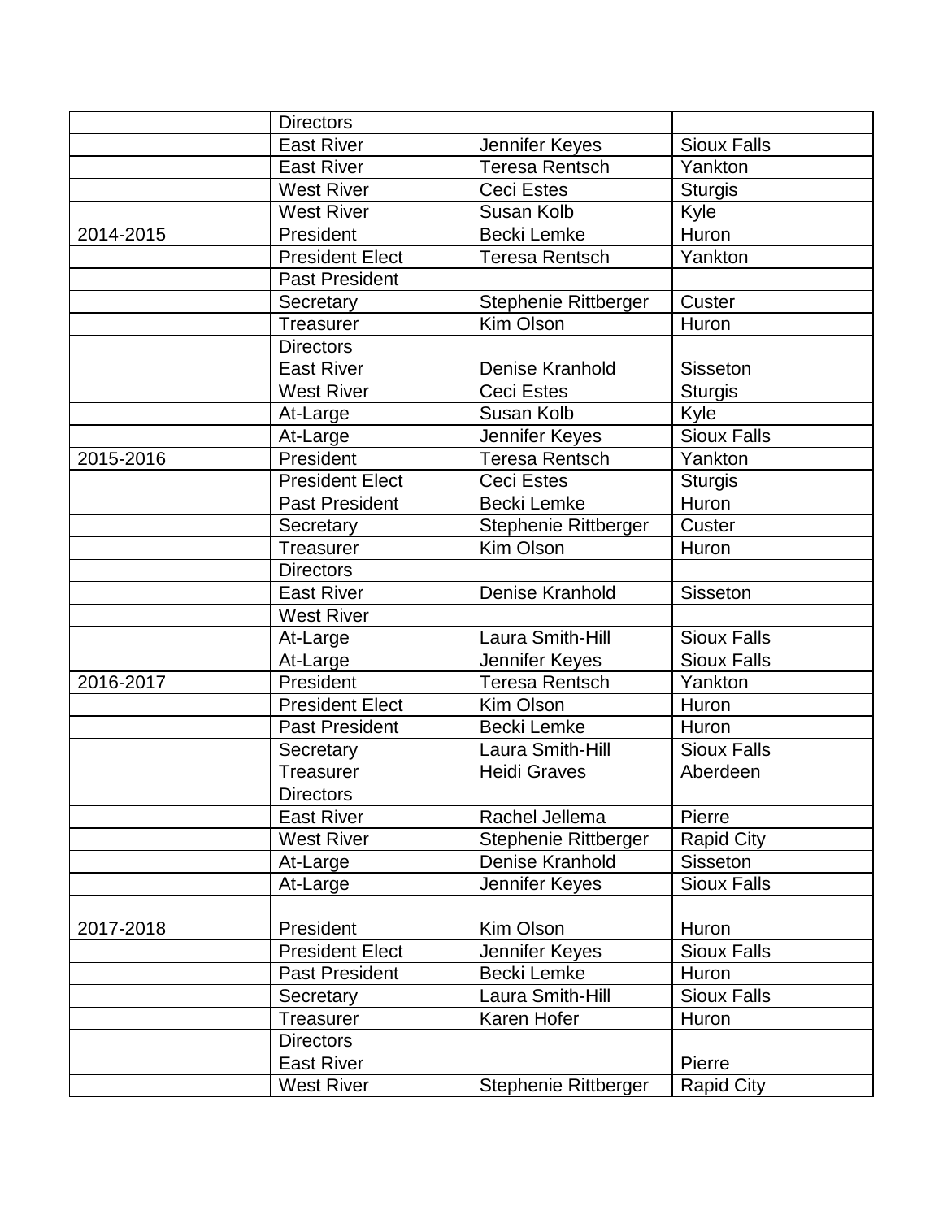| | | | |
|---|---|---|---|
| | Directors | | |
| | East River | Jennifer Keyes | Sioux Falls |
| | East River | Teresa Rentsch | Yankton |
| | West River | Ceci Estes | Sturgis |
| | West River | Susan Kolb | Kyle |
| 2014-2015 | President | Becki Lemke | Huron |
| | President Elect | Teresa Rentsch | Yankton |
| | Past President | | |
| | Secretary | Stephenie Rittberger | Custer |
| | Treasurer | Kim Olson | Huron |
| | Directors | | |
| | East River | Denise Kranhold | Sisseton |
| | West River | Ceci Estes | Sturgis |
| | At-Large | Susan Kolb | Kyle |
| | At-Large | Jennifer Keyes | Sioux Falls |
| 2015-2016 | President | Teresa Rentsch | Yankton |
| | President Elect | Ceci Estes | Sturgis |
| | Past President | Becki Lemke | Huron |
| | Secretary | Stephenie Rittberger | Custer |
| | Treasurer | Kim Olson | Huron |
| | Directors | | |
| | East River | Denise Kranhold | Sisseton |
| | West River | | |
| | At-Large | Laura Smith-Hill | Sioux Falls |
| | At-Large | Jennifer Keyes | Sioux Falls |
| 2016-2017 | President | Teresa Rentsch | Yankton |
| | President Elect | Kim Olson | Huron |
| | Past President | Becki Lemke | Huron |
| | Secretary | Laura Smith-Hill | Sioux Falls |
| | Treasurer | Heidi Graves | Aberdeen |
| | Directors | | |
| | East River | Rachel Jellema | Pierre |
| | West River | Stephenie Rittberger | Rapid City |
| | At-Large | Denise Kranhold | Sisseton |
| | At-Large | Jennifer Keyes | Sioux Falls |
| | | | |
| 2017-2018 | President | Kim Olson | Huron |
| | President Elect | Jennifer Keyes | Sioux Falls |
| | Past President | Becki Lemke | Huron |
| | Secretary | Laura Smith-Hill | Sioux Falls |
| | Treasurer | Karen Hofer | Huron |
| | Directors | | |
| | East River | | Pierre |
| | West River | Stephenie Rittberger | Rapid City |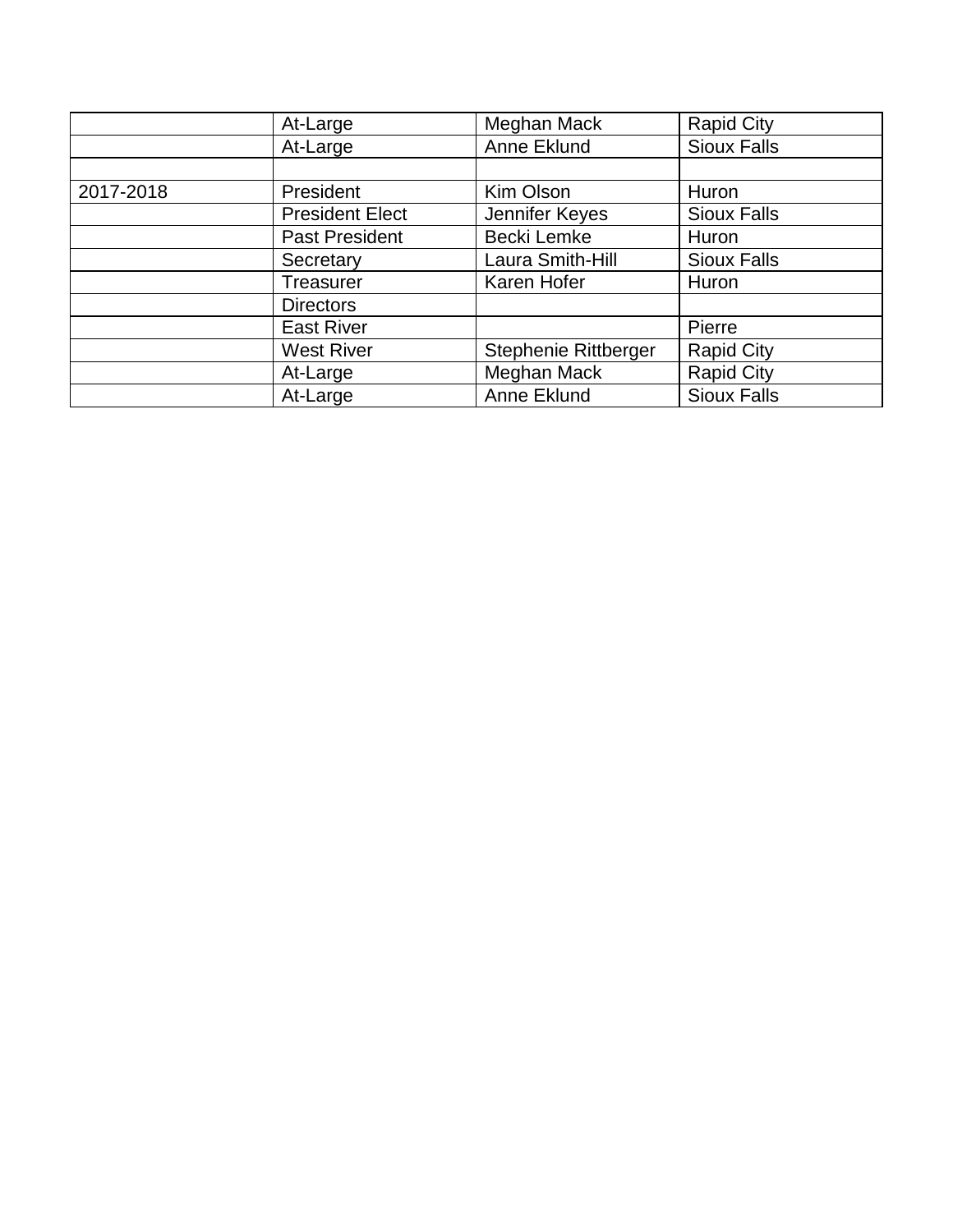| | | | |
|---|---|---|---|
| | At-Large | Meghan Mack | Rapid City |
| | At-Large | Anne Eklund | Sioux Falls |
| | | | |
| 2017-2018 | President | Kim Olson | Huron |
| | President Elect | Jennifer Keyes | Sioux Falls |
| | Past President | Becki Lemke | Huron |
| | Secretary | Laura Smith-Hill | Sioux Falls |
| | Treasurer | Karen Hofer | Huron |
| | Directors | | |
| | East River | | Pierre |
| | West River | Stephenie Rittberger | Rapid City |
| | At-Large | Meghan Mack | Rapid City |
| | At-Large | Anne Eklund | Sioux Falls |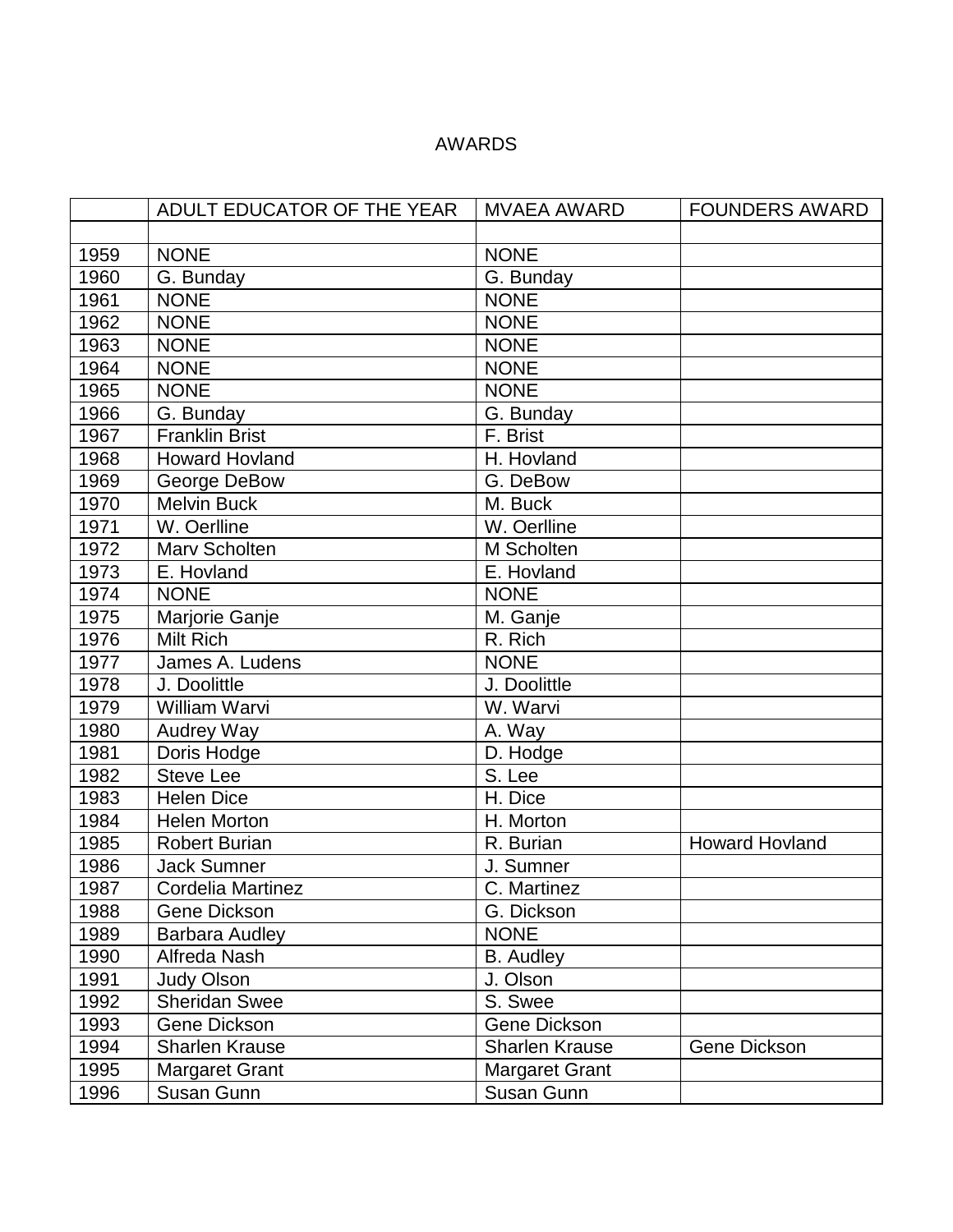AWARDS

| | ADULT EDUCATOR OF THE YEAR | MVAEA AWARD | FOUNDERS AWARD |
|---|---|---|---|
| | | | |
| 1959 | NONE | NONE | |
| 1960 | G. Bunday | G. Bunday | |
| 1961 | NONE | NONE | |
| 1962 | NONE | NONE | |
| 1963 | NONE | NONE | |
| 1964 | NONE | NONE | |
| 1965 | NONE | NONE | |
| 1966 | G. Bunday | G. Bunday | |
| 1967 | Franklin Brist | F. Brist | |
| 1968 | Howard Hovland | H. Hovland | |
| 1969 | George DeBow | G. DeBow | |
| 1970 | Melvin Buck | M. Buck | |
| 1971 | W. Oerlline | W. Oerlline | |
| 1972 | Marv Scholten | M Scholten | |
| 1973 | E. Hovland | E. Hovland | |
| 1974 | NONE | NONE | |
| 1975 | Marjorie Ganje | M. Ganje | |
| 1976 | Milt Rich | R. Rich | |
| 1977 | James A. Ludens | NONE | |
| 1978 | J. Doolittle | J. Doolittle | |
| 1979 | William Warvi | W. Warvi | |
| 1980 | Audrey Way | A. Way | |
| 1981 | Doris Hodge | D. Hodge | |
| 1982 | Steve Lee | S. Lee | |
| 1983 | Helen Dice | H. Dice | |
| 1984 | Helen Morton | H. Morton | |
| 1985 | Robert Burian | R. Burian | Howard Hovland |
| 1986 | Jack Sumner | J. Sumner | |
| 1987 | Cordelia Martinez | C. Martinez | |
| 1988 | Gene Dickson | G. Dickson | |
| 1989 | Barbara Audley | NONE | |
| 1990 | Alfreda Nash | B. Audley | |
| 1991 | Judy Olson | J. Olson | |
| 1992 | Sheridan Swee | S. Swee | |
| 1993 | Gene Dickson | Gene Dickson | |
| 1994 | Sharlen Krause | Sharlen Krause | Gene Dickson |
| 1995 | Margaret Grant | Margaret Grant | |
| 1996 | Susan Gunn | Susan Gunn | |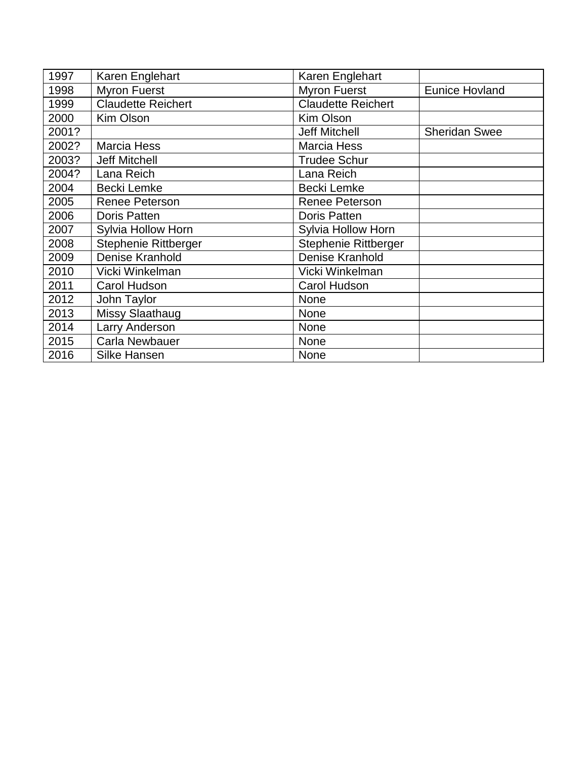| 1997 | Karen Englehart | Karen Englehart | |
|---|---|---|---|
| 1998 | Myron Fuerst | Myron Fuerst | Eunice Hovland |
| 1999 | Claudette Reichert | Claudette Reichert | |
| 2000 | Kim Olson | Kim Olson | |
| 2001? | | Jeff Mitchell | Sheridan Swee |
| 2002? | Marcia Hess | Marcia Hess | |
| 2003? | Jeff Mitchell | Trudee Schur | |
| 2004? | Lana Reich | Lana Reich | |
| 2004 | Becki Lemke | Becki Lemke | |
| 2005 | Renee Peterson | Renee Peterson | |
| 2006 | Doris Patten | Doris Patten | |
| 2007 | Sylvia Hollow Horn | Sylvia Hollow Horn | |
| 2008 | Stephenie Rittberger | Stephenie Rittberger | |
| 2009 | Denise Kranhold | Denise Kranhold | |
| 2010 | Vicki Winkelman | Vicki Winkelman | |
| 2011 | Carol Hudson | Carol Hudson | |
| 2012 | John Taylor | None | |
| 2013 | Missy Slaathaug | None | |
| 2014 | Larry Anderson | None | |
| 2015 | Carla Newbauer | None | |
| 2016 | Silke Hansen | None | |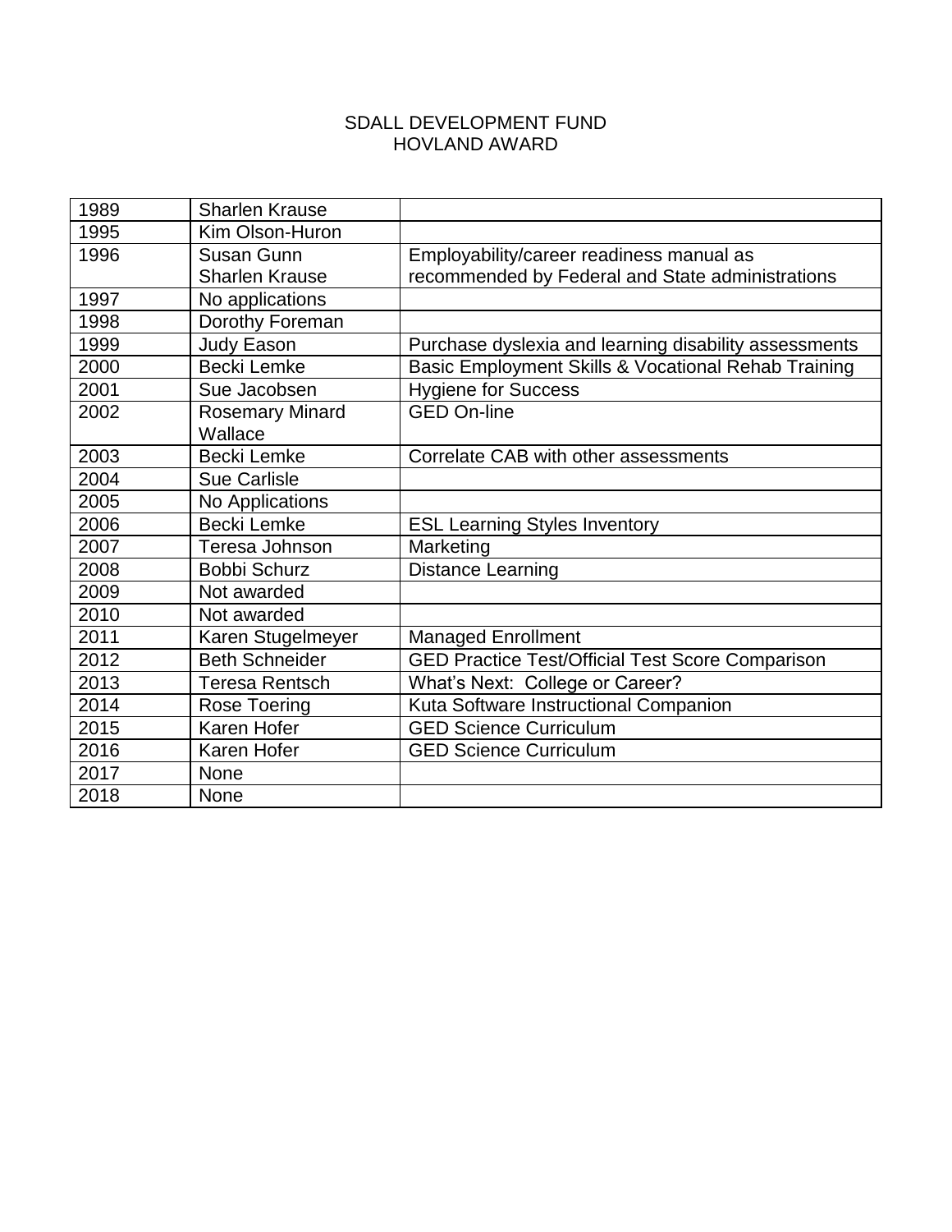SDALL DEVELOPMENT FUND
HOVLAND AWARD

| | | |
|---|---|---|
| 1989 | Sharlen Krause | |
| 1995 | Kim Olson-Huron | |
| 1996 | Susan Gunn<br>Sharlen Krause | Employability/career readiness manual as recommended by Federal and State administrations |
| 1997 | No applications | |
| 1998 | Dorothy Foreman | |
| 1999 | Judy Eason | Purchase dyslexia and learning disability assessments |
| 2000 | Becki Lemke | Basic Employment Skills & Vocational Rehab Training |
| 2001 | Sue Jacobsen | Hygiene for Success |
| 2002 | Rosemary Minard Wallace | GED On-line |
| 2003 | Becki Lemke | Correlate CAB with other assessments |
| 2004 | Sue Carlisle | |
| 2005 | No Applications | |
| 2006 | Becki Lemke | ESL Learning Styles Inventory |
| 2007 | Teresa Johnson | Marketing |
| 2008 | Bobbi Schurz | Distance Learning |
| 2009 | Not awarded | |
| 2010 | Not awarded | |
| 2011 | Karen Stugelmeyer | Managed Enrollment |
| 2012 | Beth Schneider | GED Practice Test/Official Test Score Comparison |
| 2013 | Teresa Rentsch | What's Next: College or Career? |
| 2014 | Rose Toering | Kuta Software Instructional Companion |
| 2015 | Karen Hofer | GED Science Curriculum |
| 2016 | Karen Hofer | GED Science Curriculum |
| 2017 | None | |
| 2018 | None | |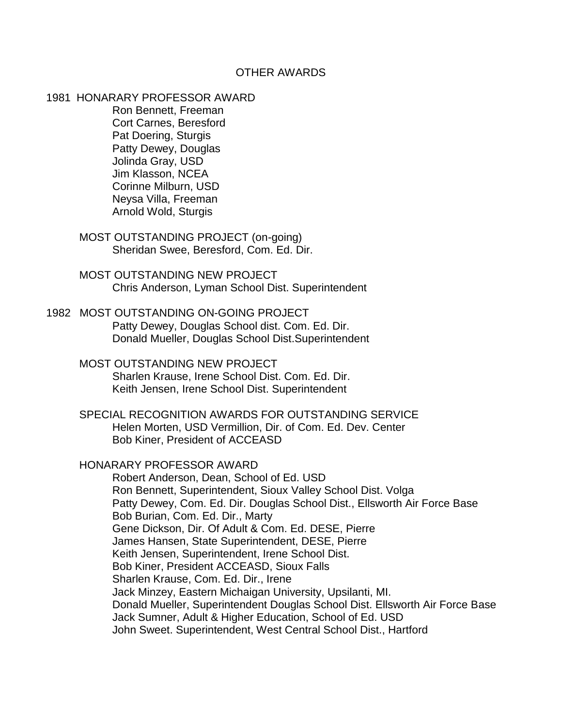# OTHER AWARDS

1981 HONARARY PROFESSOR AWARD

Ron Bennett, Freeman
Cort Carnes, Beresford
Pat Doering, Sturgis
Patty Dewey, Douglas
Jolinda Gray, USD
Jim Klasson, NCEA
Corinne Milburn, USD
Neysa Villa, Freeman
Arnold Wold, Sturgis

MOST OUTSTANDING PROJECT (on-going)

Sheridan Swee, Beresford, Com. Ed. Dir.

MOST OUTSTANDING NEW PROJECT

Chris Anderson, Lyman School Dist. Superintendent

1982 MOST OUTSTANDING ON-GOING PROJECT

Patty Dewey, Douglas School dist. Com. Ed. Dir.
Donald Mueller, Douglas School Dist.Superintendent

MOST OUTSTANDING NEW PROJECT

Sharlen Krause, Irene School Dist. Com. Ed. Dir.
Keith Jensen, Irene School Dist. Superintendent

SPECIAL RECOGNITION AWARDS FOR OUTSTANDING SERVICE

Helen Morten, USD Vermillion, Dir. of Com. Ed. Dev. Center
Bob Kiner, President of ACCEASD

HONARARY PROFESSOR AWARD

Robert Anderson, Dean, School of Ed. USD
Ron Bennett, Superintendent, Sioux Valley School Dist. Volga
Patty Dewey, Com. Ed. Dir. Douglas School Dist., Ellsworth Air Force Base
Bob Burian, Com. Ed. Dir., Marty
Gene Dickson, Dir. Of Adult & Com. Ed. DESE, Pierre
James Hansen, State Superintendent, DESE, Pierre
Keith Jensen, Superintendent, Irene School Dist.
Bob Kiner, President ACCEASD, Sioux Falls
Sharlen Krause, Com. Ed. Dir., Irene
Jack Minzey, Eastern Michaigan University, Upsilanti, MI.
Donald Mueller, Superintendent Douglas School Dist. Ellsworth Air Force Base
Jack Sumner, Adult & Higher Education, School of Ed. USD
John Sweet. Superintendent, West Central School Dist., Hartford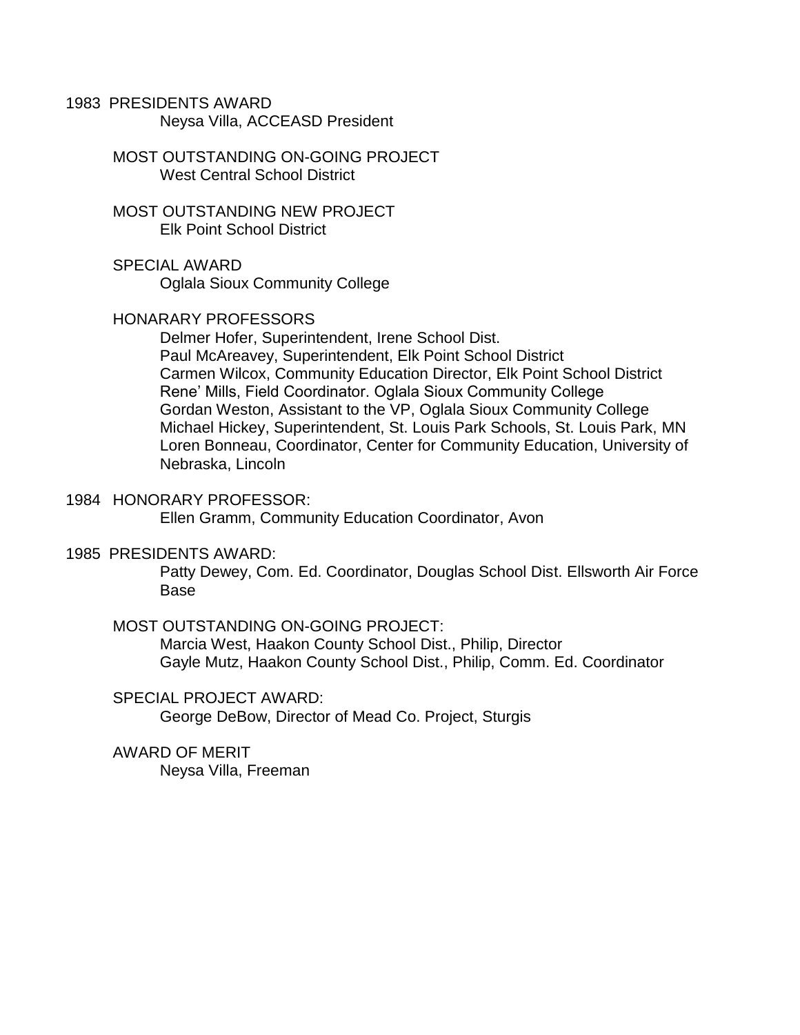1983 PRESIDENTS AWARD

Neysa Villa, ACCEASD President

MOST OUTSTANDING ON-GOING PROJECT

West Central School District

MOST OUTSTANDING NEW PROJECT

Elk Point School District

SPECIAL AWARD

Oglala Sioux Community College

HONARARY PROFESSORS

Delmer Hofer, Superintendent, Irene School Dist.
Paul McAreavey, Superintendent, Elk Point School District
Carmen Wilcox, Community Education Director, Elk Point School District
Rene' Mills, Field Coordinator. Oglala Sioux Community College
Gordan Weston, Assistant to the VP, Oglala Sioux Community College
Michael Hickey, Superintendent, St. Louis Park Schools, St. Louis Park, MN
Loren Bonneau, Coordinator, Center for Community Education, University of Nebraska, Lincoln

1984 HONORARY PROFESSOR:

Ellen Gramm, Community Education Coordinator, Avon

1985 PRESIDENTS AWARD:

Patty Dewey, Com. Ed. Coordinator, Douglas School Dist. Ellsworth Air Force Base

MOST OUTSTANDING ON-GOING PROJECT:

Marcia West, Haakon County School Dist., Philip, Director
Gayle Mutz, Haakon County School Dist., Philip, Comm. Ed. Coordinator

SPECIAL PROJECT AWARD:

George DeBow, Director of Mead Co. Project, Sturgis

AWARD OF MERIT

Neysa Villa, Freeman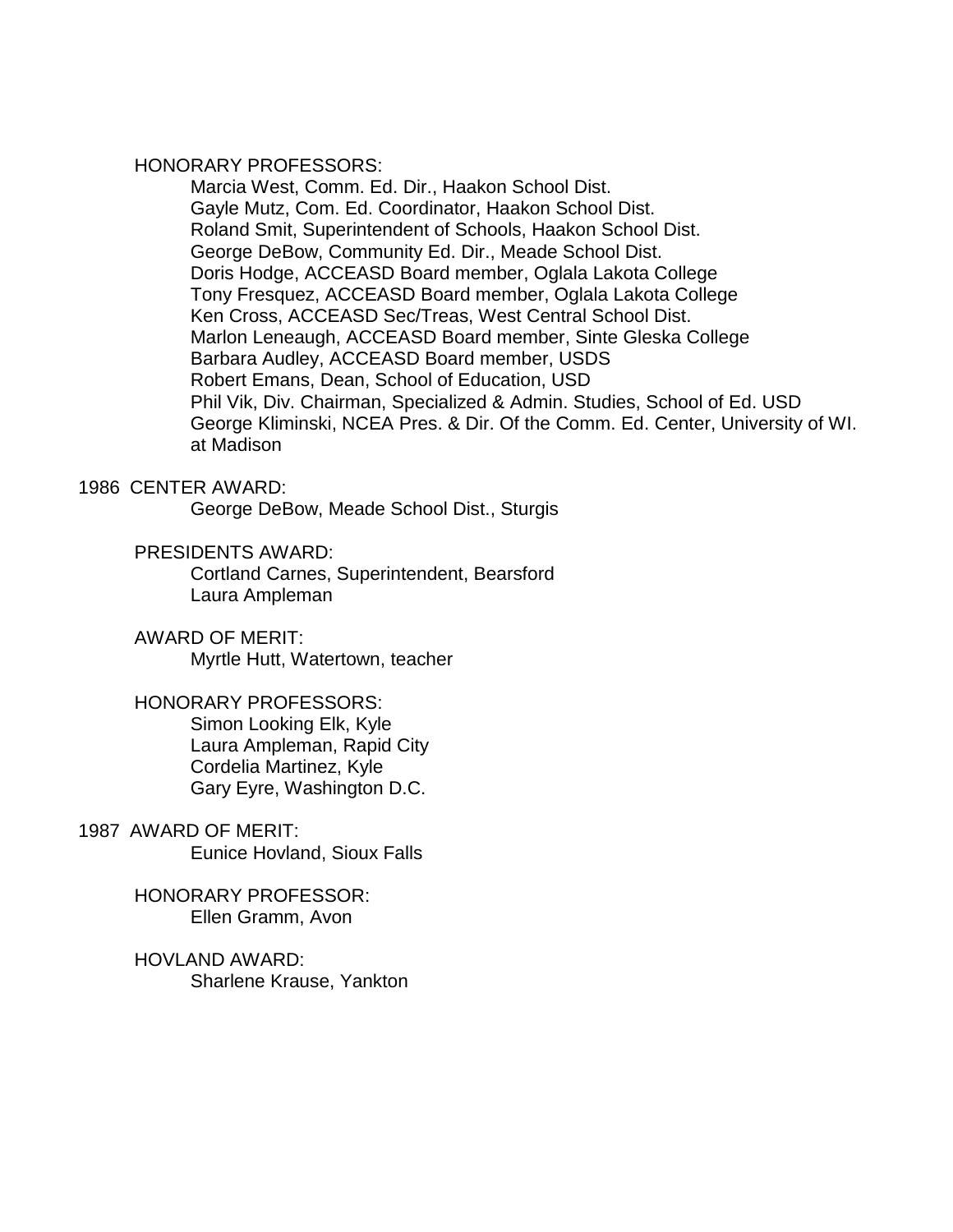HONORARY PROFESSORS:

Marcia West, Comm. Ed. Dir., Haakon School Dist.
Gayle Mutz, Com. Ed. Coordinator, Haakon School Dist.
Roland Smit, Superintendent of Schools, Haakon School Dist.
George DeBow, Community Ed. Dir., Meade School Dist.
Doris Hodge, ACCEASD Board member, Oglala Lakota College
Tony Fresquez, ACCEASD Board member, Oglala Lakota College
Ken Cross, ACCEASD Sec/Treas, West Central School Dist.
Marlon Leneaugh, ACCEASD Board member, Sinte Gleska College
Barbara Audley, ACCEASD Board member, USDS
Robert Emans, Dean, School of Education, USD
Phil Vik, Div. Chairman, Specialized & Admin. Studies, School of Ed. USD
George Kliminski, NCEA Pres. & Dir. Of the Comm. Ed. Center, University of WI. at Madison

1986 CENTER AWARD:

George DeBow, Meade School Dist., Sturgis

PRESIDENTS AWARD:

Cortland Carnes, Superintendent, Bearsford
Laura Ampleman

AWARD OF MERIT:

Myrtle Hutt, Watertown, teacher

HONORARY PROFESSORS:

Simon Looking Elk, Kyle
Laura Ampleman, Rapid City
Cordelia Martinez, Kyle
Gary Eyre, Washington D.C.

1987 AWARD OF MERIT:

Eunice Hovland, Sioux Falls

HONORARY PROFESSOR:

Ellen Gramm, Avon

HOVLAND AWARD:

Sharlene Krause, Yankton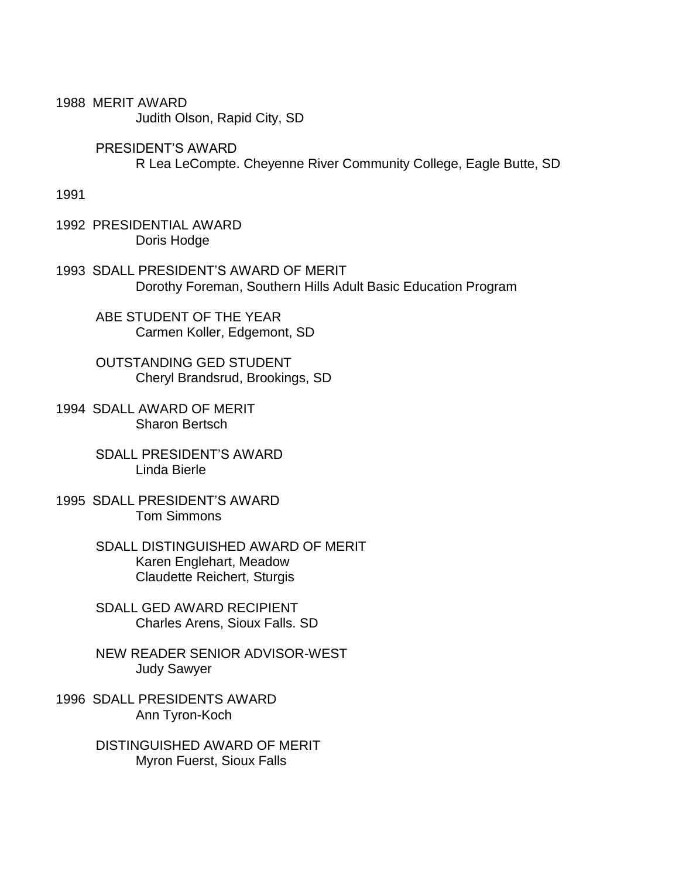1988 MERIT AWARD
Judith Olson, Rapid City, SD

PRESIDENT'S AWARD
R Lea LeCompte. Cheyenne River Community College, Eagle Butte, SD

1991

1992 PRESIDENTIAL AWARD
Doris Hodge

1993 SDALL PRESIDENT'S AWARD OF MERIT
Dorothy Foreman, Southern Hills Adult Basic Education Program

ABE STUDENT OF THE YEAR
Carmen Koller, Edgemont, SD

OUTSTANDING GED STUDENT
Cheryl Brandsrud, Brookings, SD

1994 SDALL AWARD OF MERIT
Sharon Bertsch

SDALL PRESIDENT'S AWARD
Linda Bierle

1995 SDALL PRESIDENT'S AWARD
Tom Simmons

SDALL DISTINGUISHED AWARD OF MERIT
Karen Englehart, Meadow
Claudette Reichert, Sturgis

SDALL GED AWARD RECIPIENT
Charles Arens, Sioux Falls. SD

NEW READER SENIOR ADVISOR-WEST
Judy Sawyer

1996 SDALL PRESIDENTS AWARD
Ann Tyron-Koch

DISTINGUISHED AWARD OF MERIT
Myron Fuerst, Sioux Falls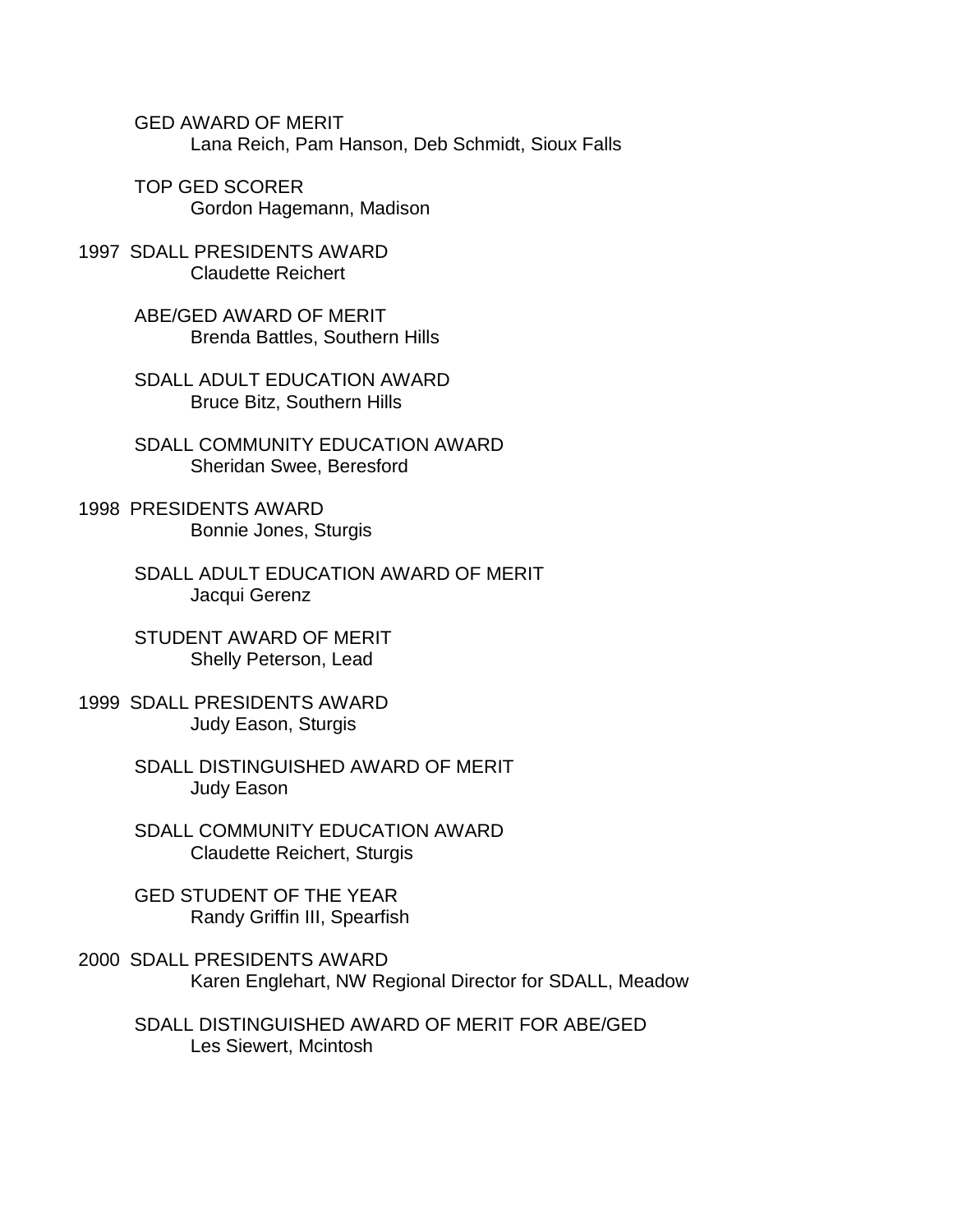GED AWARD OF MERIT
Lana Reich, Pam Hanson, Deb Schmidt, Sioux Falls

TOP GED SCORER
Gordon Hagemann, Madison

1997 SDALL PRESIDENTS AWARD
Claudette Reichert

ABE/GED AWARD OF MERIT
Brenda Battles, Southern Hills

SDALL ADULT EDUCATION AWARD
Bruce Bitz, Southern Hills

SDALL COMMUNITY EDUCATION AWARD
Sheridan Swee, Beresford

1998 PRESIDENTS AWARD
Bonnie Jones, Sturgis

SDALL ADULT EDUCATION AWARD OF MERIT
Jacqui Gerenz

STUDENT AWARD OF MERIT
Shelly Peterson, Lead

1999 SDALL PRESIDENTS AWARD
Judy Eason, Sturgis

SDALL DISTINGUISHED AWARD OF MERIT
Judy Eason

SDALL COMMUNITY EDUCATION AWARD
Claudette Reichert, Sturgis

GED STUDENT OF THE YEAR
Randy Griffin III, Spearfish

2000 SDALL PRESIDENTS AWARD
Karen Englehart, NW Regional Director for SDALL, Meadow

SDALL DISTINGUISHED AWARD OF MERIT FOR ABE/GED
Les Siewert, Mcintosh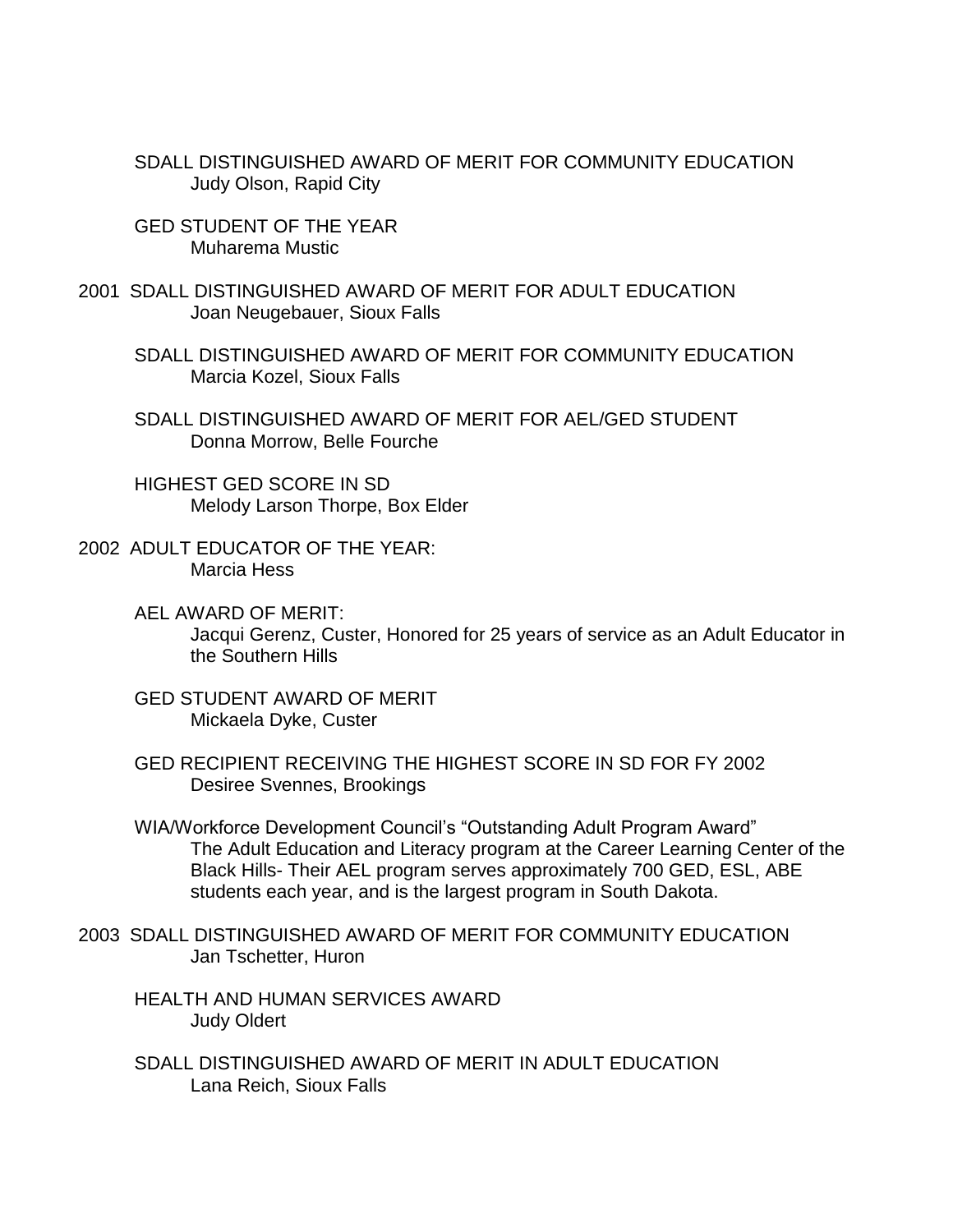SDALL DISTINGUISHED AWARD OF MERIT FOR COMMUNITY EDUCATION
Judy Olson, Rapid City

GED STUDENT OF THE YEAR
Muharema Mustic

2001 SDALL DISTINGUISHED AWARD OF MERIT FOR ADULT EDUCATION
Joan Neugebauer, Sioux Falls

SDALL DISTINGUISHED AWARD OF MERIT FOR COMMUNITY EDUCATION
Marcia Kozel, Sioux Falls

SDALL DISTINGUISHED AWARD OF MERIT FOR AEL/GED STUDENT
Donna Morrow, Belle Fourche

HIGHEST GED SCORE IN SD
Melody Larson Thorpe, Box Elder

2002 ADULT EDUCATOR OF THE YEAR:
Marcia Hess

AEL AWARD OF MERIT:
Jacqui Gerenz, Custer, Honored for 25 years of service as an Adult Educator in the Southern Hills

GED STUDENT AWARD OF MERIT
Mickaela Dyke, Custer

GED RECIPIENT RECEIVING THE HIGHEST SCORE IN SD FOR FY 2002
Desiree Svennes, Brookings

WIA/Workforce Development Council's "Outstanding Adult Program Award"
The Adult Education and Literacy program at the Career Learning Center of the Black Hills- Their AEL program serves approximately 700 GED, ESL, ABE students each year, and is the largest program in South Dakota.

2003 SDALL DISTINGUISHED AWARD OF MERIT FOR COMMUNITY EDUCATION
Jan Tschetter, Huron

HEALTH AND HUMAN SERVICES AWARD
Judy Oldert

SDALL DISTINGUISHED AWARD OF MERIT IN ADULT EDUCATION
Lana Reich, Sioux Falls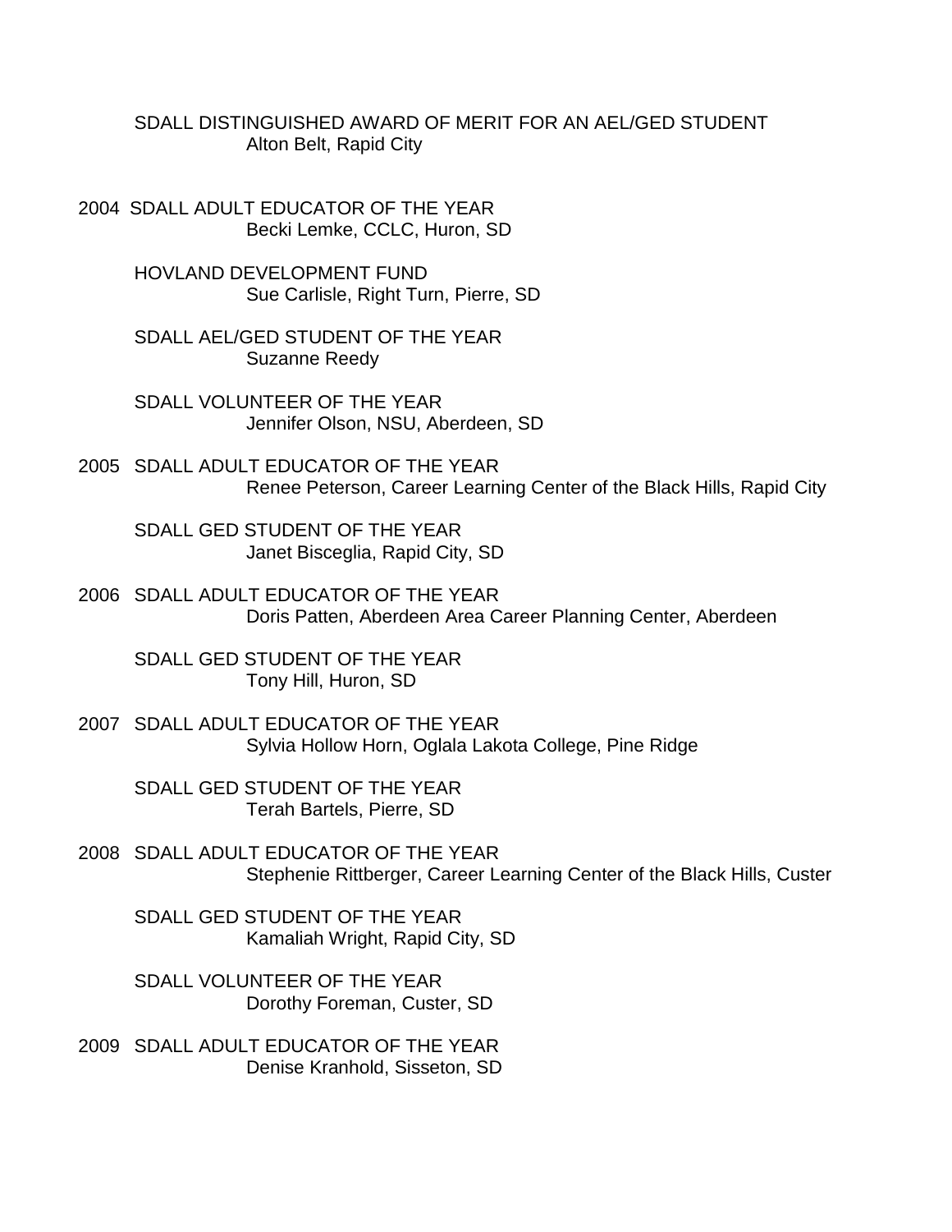SDALL DISTINGUISHED AWARD OF MERIT FOR AN AEL/GED STUDENT
Alton Belt, Rapid City

2004 SDALL ADULT EDUCATOR OF THE YEAR
Becki Lemke, CCLC, Huron, SD

HOVLAND DEVELOPMENT FUND
Sue Carlisle, Right Turn, Pierre, SD

SDALL AEL/GED STUDENT OF THE YEAR
Suzanne Reedy

SDALL VOLUNTEER OF THE YEAR
Jennifer Olson, NSU, Aberdeen, SD

2005 SDALL ADULT EDUCATOR OF THE YEAR
Renee Peterson, Career Learning Center of the Black Hills, Rapid City

SDALL GED STUDENT OF THE YEAR
Janet Bisceglia, Rapid City, SD

2006 SDALL ADULT EDUCATOR OF THE YEAR
Doris Patten, Aberdeen Area Career Planning Center, Aberdeen

SDALL GED STUDENT OF THE YEAR
Tony Hill, Huron, SD

2007 SDALL ADULT EDUCATOR OF THE YEAR
Sylvia Hollow Horn, Oglala Lakota College, Pine Ridge

SDALL GED STUDENT OF THE YEAR
Terah Bartels, Pierre, SD

2008 SDALL ADULT EDUCATOR OF THE YEAR
Stephenie Rittberger, Career Learning Center of the Black Hills, Custer

SDALL GED STUDENT OF THE YEAR
Kamaliah Wright, Rapid City, SD

SDALL VOLUNTEER OF THE YEAR
Dorothy Foreman, Custer, SD

2009 SDALL ADULT EDUCATOR OF THE YEAR
Denise Kranhold, Sisseton, SD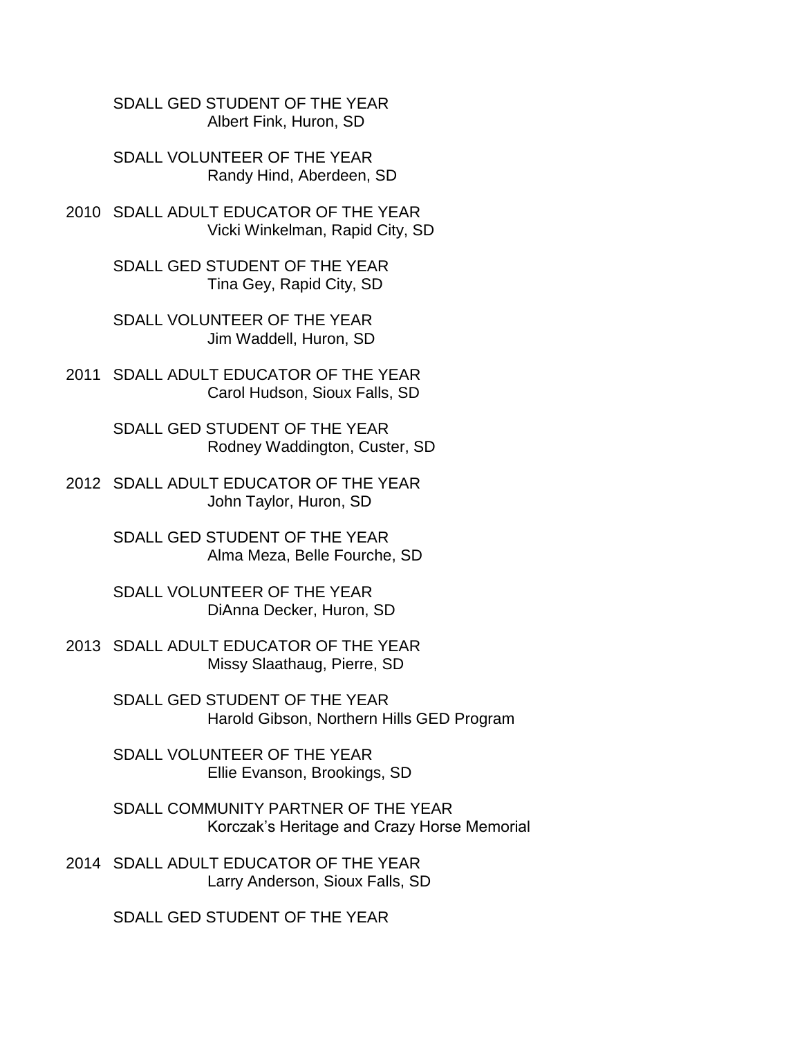SDALL GED STUDENT OF THE YEAR
Albert Fink, Huron, SD

SDALL VOLUNTEER OF THE YEAR
Randy Hind, Aberdeen, SD

2010 SDALL ADULT EDUCATOR OF THE YEAR
Vicki Winkelman, Rapid City, SD

SDALL GED STUDENT OF THE YEAR
Tina Gey, Rapid City, SD

SDALL VOLUNTEER OF THE YEAR
Jim Waddell, Huron, SD

2011 SDALL ADULT EDUCATOR OF THE YEAR
Carol Hudson, Sioux Falls, SD

SDALL GED STUDENT OF THE YEAR
Rodney Waddington, Custer, SD

2012 SDALL ADULT EDUCATOR OF THE YEAR
John Taylor, Huron, SD

SDALL GED STUDENT OF THE YEAR
Alma Meza, Belle Fourche, SD

SDALL VOLUNTEER OF THE YEAR
DiAnna Decker, Huron, SD

2013 SDALL ADULT EDUCATOR OF THE YEAR
Missy Slaathaug, Pierre, SD

SDALL GED STUDENT OF THE YEAR
Harold Gibson, Northern Hills GED Program

SDALL VOLUNTEER OF THE YEAR
Ellie Evanson, Brookings, SD

SDALL COMMUNITY PARTNER OF THE YEAR
Korczak's Heritage and Crazy Horse Memorial

2014 SDALL ADULT EDUCATOR OF THE YEAR
Larry Anderson, Sioux Falls, SD

SDALL GED STUDENT OF THE YEAR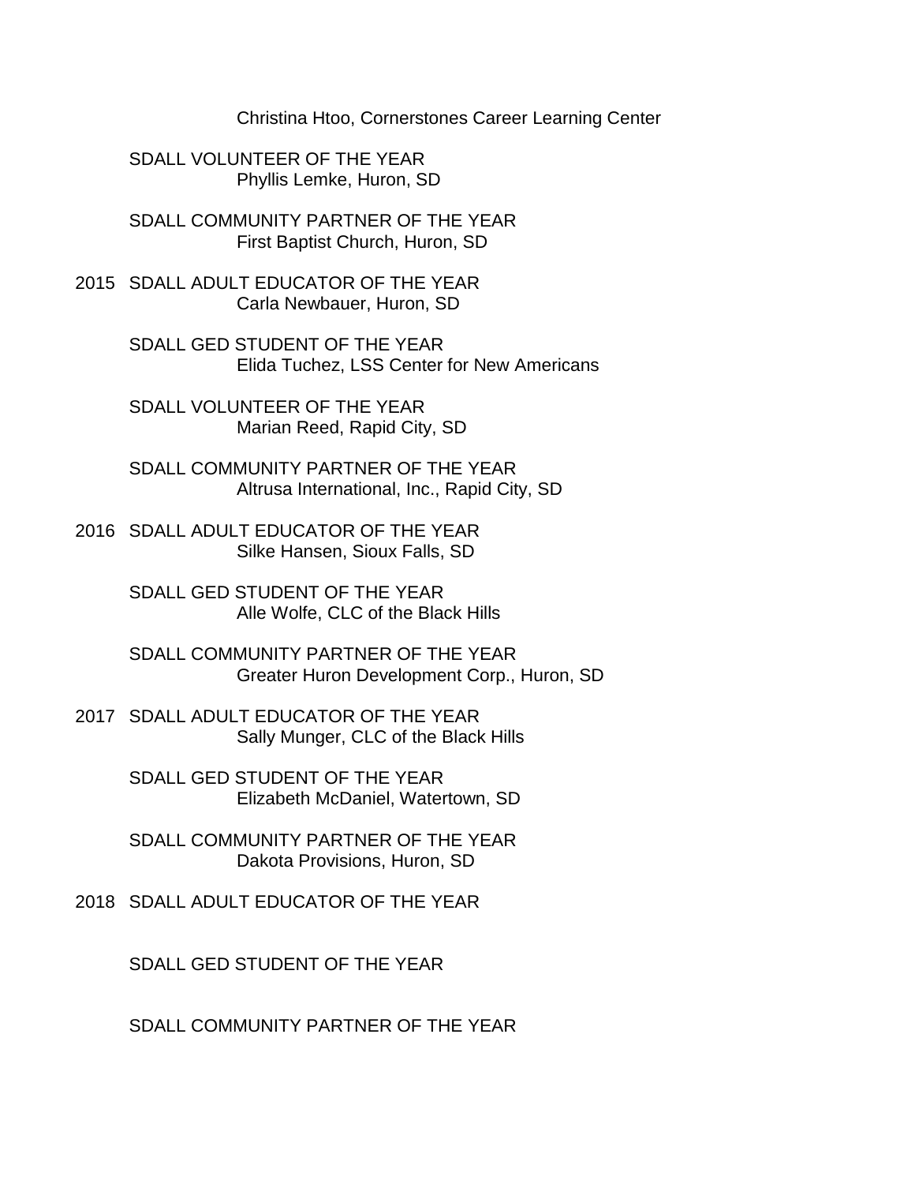Christina Htoo, Cornerstones Career Learning Center

SDALL VOLUNTEER OF THE YEAR
Phyllis Lemke, Huron, SD

SDALL COMMUNITY PARTNER OF THE YEAR
First Baptist Church, Huron, SD

2015 SDALL ADULT EDUCATOR OF THE YEAR
Carla Newbauer, Huron, SD

SDALL GED STUDENT OF THE YEAR
Elida Tuchez, LSS Center for New Americans

SDALL VOLUNTEER OF THE YEAR
Marian Reed, Rapid City, SD

SDALL COMMUNITY PARTNER OF THE YEAR
Altrusa International, Inc., Rapid City, SD

2016 SDALL ADULT EDUCATOR OF THE YEAR
Silke Hansen, Sioux Falls, SD

SDALL GED STUDENT OF THE YEAR
Alle Wolfe, CLC of the Black Hills

SDALL COMMUNITY PARTNER OF THE YEAR
Greater Huron Development Corp., Huron, SD

2017 SDALL ADULT EDUCATOR OF THE YEAR
Sally Munger, CLC of the Black Hills

SDALL GED STUDENT OF THE YEAR
Elizabeth McDaniel, Watertown, SD

SDALL COMMUNITY PARTNER OF THE YEAR
Dakota Provisions, Huron, SD

2018 SDALL ADULT EDUCATOR OF THE YEAR

SDALL GED STUDENT OF THE YEAR

SDALL COMMUNITY PARTNER OF THE YEAR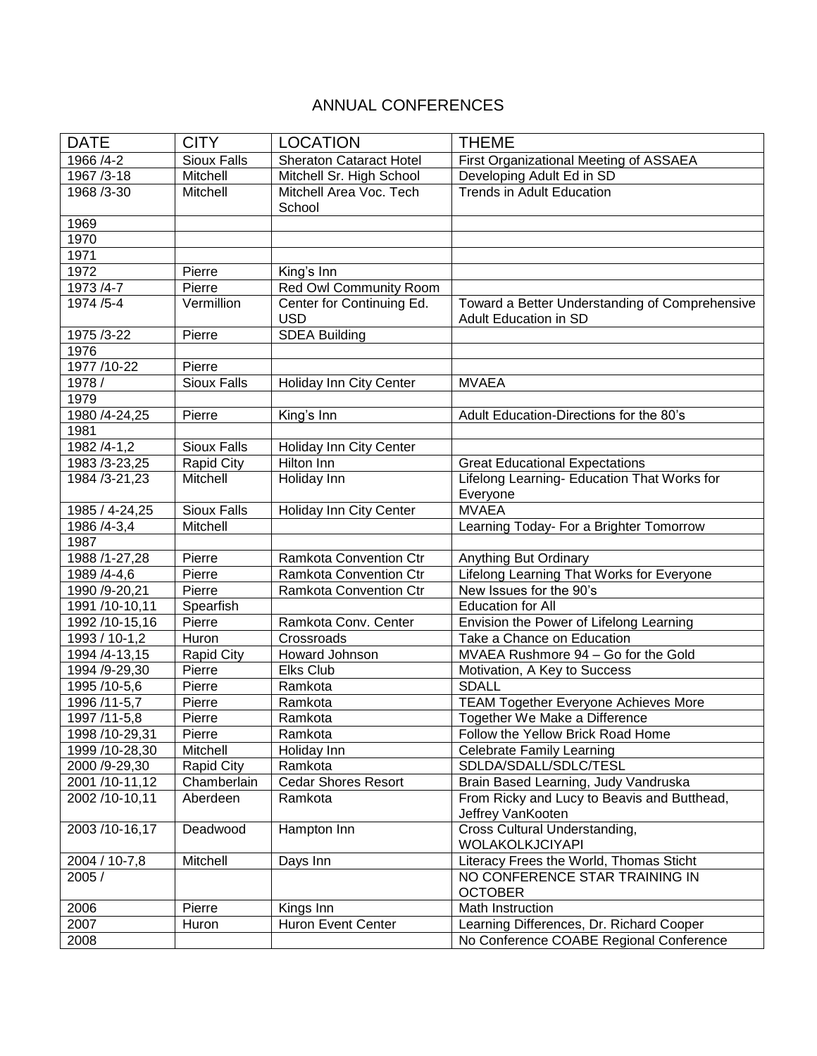# ANNUAL CONFERENCES

| DATE | CITY | LOCATION | THEME |
|---|---|---|---|
| 1966 /4-2 | Sioux Falls | Sheraton Cataract Hotel | First Organizational Meeting of ASSAEA |
| 1967 /3-18 | Mitchell | Mitchell Sr. High School | Developing Adult Ed in SD |
| 1968 /3-30 | Mitchell | Mitchell Area Voc. Tech School | Trends in Adult Education |
| 1969 | | | |
| 1970 | | | |
| 1971 | | | |
| 1972 | Pierre | King's Inn | |
| 1973 /4-7 | Pierre | Red Owl Community Room | |
| 1974 /5-4 | Vermillion | Center for Continuing Ed. USD | Toward a Better Understanding of Comprehensive Adult Education in SD |
| 1975 /3-22 | Pierre | SDEA Building | |
| 1976 | | | |
| 1977 /10-22 | Pierre | | |
| 1978 / | Sioux Falls | Holiday Inn City Center | MVAEA |
| 1979 | | | |
| 1980 /4-24,25 | Pierre | King's Inn | Adult Education-Directions for the 80's |
| 1981 | | | |
| 1982 /4-1,2 | Sioux Falls | Holiday Inn City Center | |
| 1983 /3-23,25 | Rapid City | Hilton Inn | Great Educational Expectations |
| 1984 /3-21,23 | Mitchell | Holiday Inn | Lifelong Learning- Education That Works for Everyone |
| 1985 / 4-24,25 | Sioux Falls | Holiday Inn City Center | MVAEA |
| 1986 /4-3,4 | Mitchell | | Learning Today- For a Brighter Tomorrow |
| 1987 | | | |
| 1988 /1-27,28 | Pierre | Ramkota Convention Ctr | Anything But Ordinary |
| 1989 /4-4,6 | Pierre | Ramkota Convention Ctr | Lifelong Learning That Works for Everyone |
| 1990 /9-20,21 | Pierre | Ramkota Convention Ctr | New Issues for the 90's |
| 1991 /10-10,11 | Spearfish | | Education for All |
| 1992 /10-15,16 | Pierre | Ramkota Conv. Center | Envision the Power of Lifelong Learning |
| 1993 / 10-1,2 | Huron | Crossroads | Take a Chance on Education |
| 1994 /4-13,15 | Rapid City | Howard Johnson | MVAEA Rushmore 94 – Go for the Gold |
| 1994 /9-29,30 | Pierre | Elks Club | Motivation, A Key to Success |
| 1995 /10-5,6 | Pierre | Ramkota | SDALL |
| 1996 /11-5,7 | Pierre | Ramkota | TEAM Together Everyone Achieves More |
| 1997 /11-5,8 | Pierre | Ramkota | Together We Make a Difference |
| 1998 /10-29,31 | Pierre | Ramkota | Follow the Yellow Brick Road Home |
| 1999 /10-28,30 | Mitchell | Holiday Inn | Celebrate Family Learning |
| 2000 /9-29,30 | Rapid City | Ramkota | SDLDA/SDALL/SDLC/TESL |
| 2001 /10-11,12 | Chamberlain | Cedar Shores Resort | Brain Based Learning, Judy Vandruska |
| 2002 /10-10,11 | Aberdeen | Ramkota | From Ricky and Lucy to Beavis and Butthead, Jeffrey VanKooten |
| 2003 /10-16,17 | Deadwood | Hampton Inn | Cross Cultural Understanding, WOLAKOLKJCIYAPI |
| 2004 / 10-7,8 | Mitchell | Days Inn | Literacy Frees the World, Thomas Sticht |
| 2005 / | | | NO CONFERENCE STAR TRAINING IN OCTOBER |
| 2006 | Pierre | Kings Inn | Math Instruction |
| 2007 | Huron | Huron Event Center | Learning Differences, Dr. Richard Cooper |
| 2008 | | | No Conference COABE Regional Conference |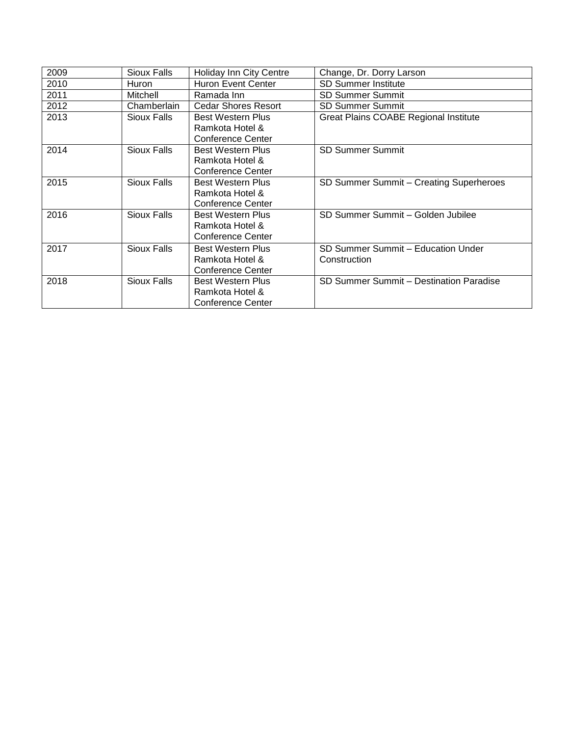| | | | |
|---|---|---|---|
| 2009 | Sioux Falls | Holiday Inn City Centre | Change, Dr. Dorry Larson |
| 2010 | Huron | Huron Event Center | SD Summer Institute |
| 2011 | Mitchell | Ramada Inn | SD Summer Summit |
| 2012 | Chamberlain | Cedar Shores Resort | SD Summer Summit |
| 2013 | Sioux Falls | Best Western Plus Ramkota Hotel & Conference Center | Great Plains COABE Regional Institute |
| 2014 | Sioux Falls | Best Western Plus Ramkota Hotel & Conference Center | SD Summer Summit |
| 2015 | Sioux Falls | Best Western Plus Ramkota Hotel & Conference Center | SD Summer Summit – Creating Superheroes |
| 2016 | Sioux Falls | Best Western Plus Ramkota Hotel & Conference Center | SD Summer Summit – Golden Jubilee |
| 2017 | Sioux Falls | Best Western Plus Ramkota Hotel & Conference Center | SD Summer Summit – Education Under Construction |
| 2018 | Sioux Falls | Best Western Plus Ramkota Hotel & Conference Center | SD Summer Summit – Destination Paradise |